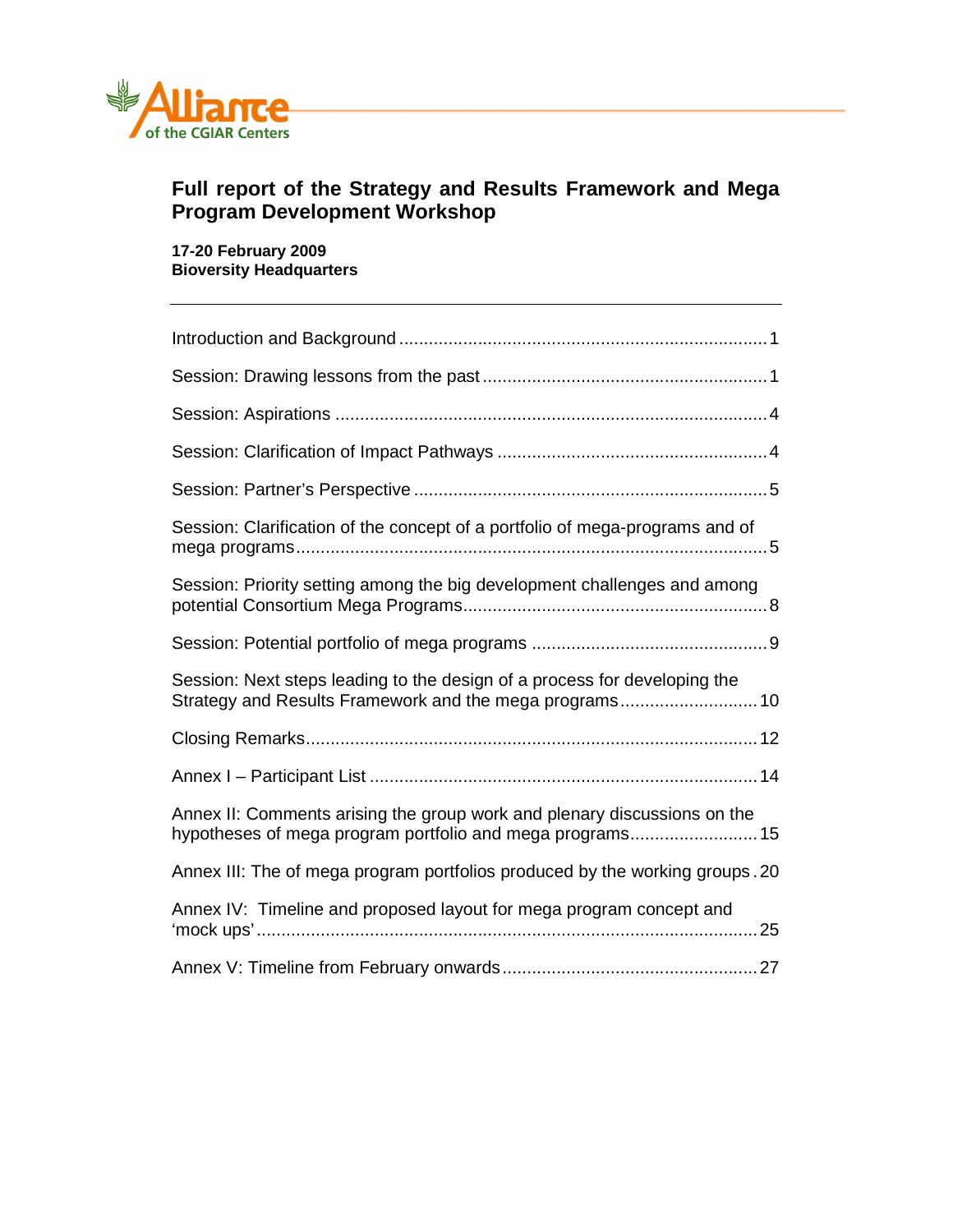Alliance of the CGIAR Centers

# Full report of the Strategy and Results Framework and Mega Program Development Workshop

**17-20 February 2009**
**Bioversity Headquarters**

---

Introduction and Background ........................................................................ 1

Session: Drawing lessons from the past ........................................................ 1

Session: Aspirations ..................................................................................... 4

Session: Clarification of Impact Pathways ..................................................... 4

Session: Partner's Perspective ...................................................................... 5

Session: Clarification of the concept of a portfolio of mega-programs and of mega programs ............................................................................................ 5

Session: Priority setting among the big development challenges and among potential Consortium Mega Programs ........................................................... 8

Session: Potential portfolio of mega programs .............................................. 9

Session: Next steps leading to the design of a process for developing the Strategy and Results Framework and the mega programs ........................... 10

Closing Remarks .......................................................................................... 12

Annex I – Participant List ............................................................................. 14

Annex II: Comments arising the group work and plenary discussions on the hypotheses of mega program portfolio and mega programs ......................... 15

Annex III: The of mega program portfolios produced by the working groups . 20

Annex IV: Timeline and proposed layout for mega program concept and 'mock ups' ................................................................................................... 25

Annex V: Timeline from February onwards .................................................. 27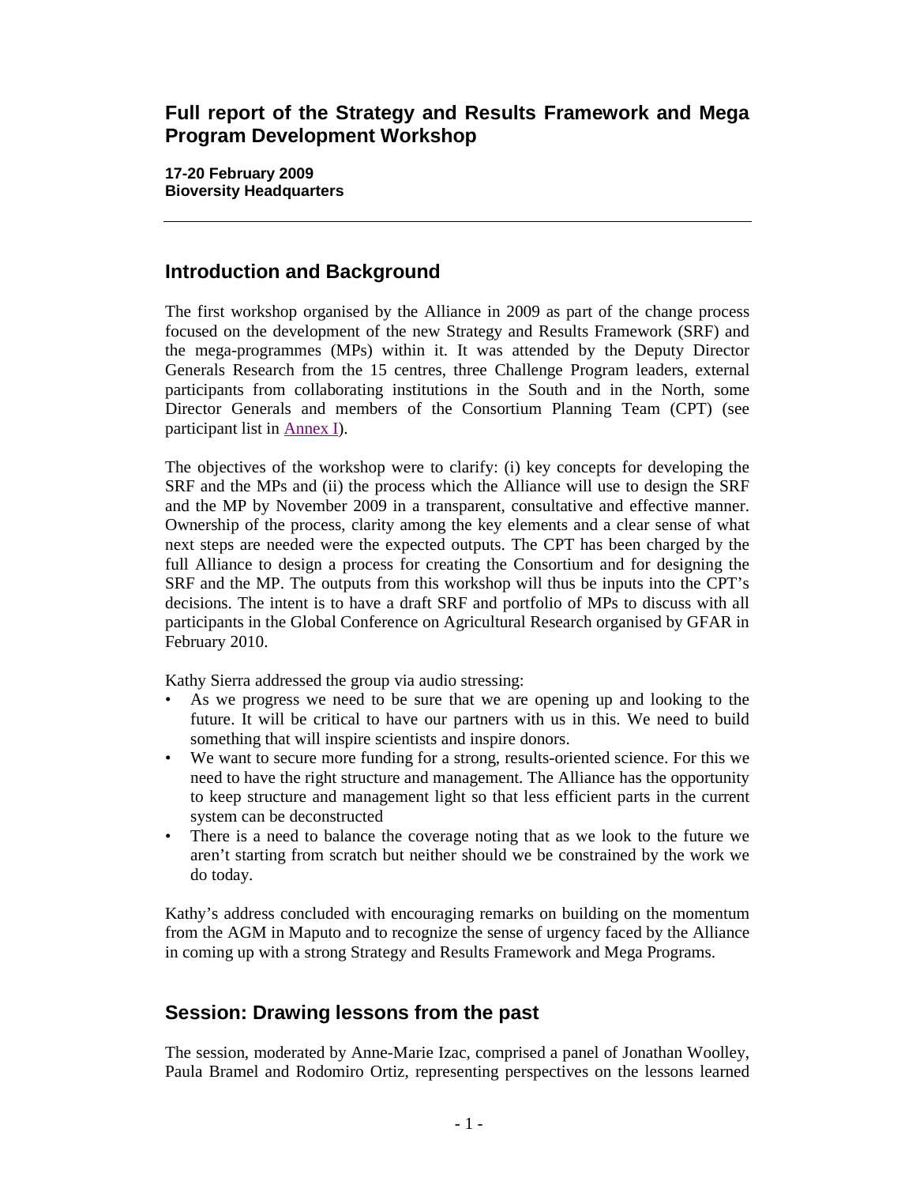# Full report of the Strategy and Results Framework and Mega Program Development Workshop

**17-20 February 2009**
**Bioversity Headquarters**

---

## Introduction and Background

The first workshop organised by the Alliance in 2009 as part of the change process focused on the development of the new Strategy and Results Framework (SRF) and the mega-programmes (MPs) within it. It was attended by the Deputy Director Generals Research from the 15 centres, three Challenge Program leaders, external participants from collaborating institutions in the South and in the North, some Director Generals and members of the Consortium Planning Team (CPT) (see participant list in Annex I).

The objectives of the workshop were to clarify: (i) key concepts for developing the SRF and the MPs and (ii) the process which the Alliance will use to design the SRF and the MP by November 2009 in a transparent, consultative and effective manner. Ownership of the process, clarity among the key elements and a clear sense of what next steps are needed were the expected outputs. The CPT has been charged by the full Alliance to design a process for creating the Consortium and for designing the SRF and the MP. The outputs from this workshop will thus be inputs into the CPT's decisions. The intent is to have a draft SRF and portfolio of MPs to discuss with all participants in the Global Conference on Agricultural Research organised by GFAR in February 2010.

Kathy Sierra addressed the group via audio stressing:

- As we progress we need to be sure that we are opening up and looking to the future. It will be critical to have our partners with us in this. We need to build something that will inspire scientists and inspire donors.
- We want to secure more funding for a strong, results-oriented science. For this we need to have the right structure and management. The Alliance has the opportunity to keep structure and management light so that less efficient parts in the current system can be deconstructed
- There is a need to balance the coverage noting that as we look to the future we aren't starting from scratch but neither should we be constrained by the work we do today.

Kathy's address concluded with encouraging remarks on building on the momentum from the AGM in Maputo and to recognize the sense of urgency faced by the Alliance in coming up with a strong Strategy and Results Framework and Mega Programs.

## Session: Drawing lessons from the past

The session, moderated by Anne-Marie Izac, comprised a panel of Jonathan Woolley, Paula Bramel and Rodomiro Ortiz, representing perspectives on the lessons learned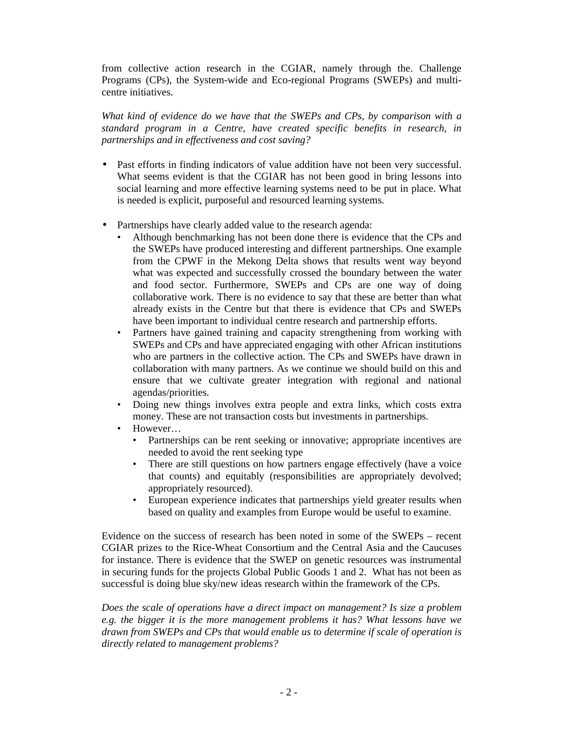from collective action research in the CGIAR, namely through the. Challenge Programs (CPs), the System-wide and Eco-regional Programs (SWEPs) and multi-centre initiatives.

*What kind of evidence do we have that the SWEPs and CPs, by comparison with a standard program in a Centre, have created specific benefits in research, in partnerships and in effectiveness and cost saving?*

- Past efforts in finding indicators of value addition have not been very successful. What seems evident is that the CGIAR has not been good in bring lessons into social learning and more effective learning systems need to be put in place. What is needed is explicit, purposeful and resourced learning systems.

- Partnerships have clearly added value to the research agenda:
  - Although benchmarking has not been done there is evidence that the CPs and the SWEPs have produced interesting and different partnerships. One example from the CPWF in the Mekong Delta shows that results went way beyond what was expected and successfully crossed the boundary between the water and food sector. Furthermore, SWEPs and CPs are one way of doing collaborative work. There is no evidence to say that these are better than what already exists in the Centre but that there is evidence that CPs and SWEPs have been important to individual centre research and partnership efforts.
  - Partners have gained training and capacity strengthening from working with SWEPs and CPs and have appreciated engaging with other African institutions who are partners in the collective action. The CPs and SWEPs have drawn in collaboration with many partners. As we continue we should build on this and ensure that we cultivate greater integration with regional and national agendas/priorities.
  - Doing new things involves extra people and extra links, which costs extra money. These are not transaction costs but investments in partnerships.
  - However…
    - Partnerships can be rent seeking or innovative; appropriate incentives are needed to avoid the rent seeking type
    - There are still questions on how partners engage effectively (have a voice that counts) and equitably (responsibilities are appropriately devolved; appropriately resourced).
    - European experience indicates that partnerships yield greater results when based on quality and examples from Europe would be useful to examine.

Evidence on the success of research has been noted in some of the SWEPs – recent CGIAR prizes to the Rice-Wheat Consortium and the Central Asia and the Caucuses for instance. There is evidence that the SWEP on genetic resources was instrumental in securing funds for the projects Global Public Goods 1 and 2. What has not been as successful is doing blue sky/new ideas research within the framework of the CPs.

*Does the scale of operations have a direct impact on management? Is size a problem e.g. the bigger it is the more management problems it has? What lessons have we drawn from SWEPs and CPs that would enable us to determine if scale of operation is directly related to management problems?*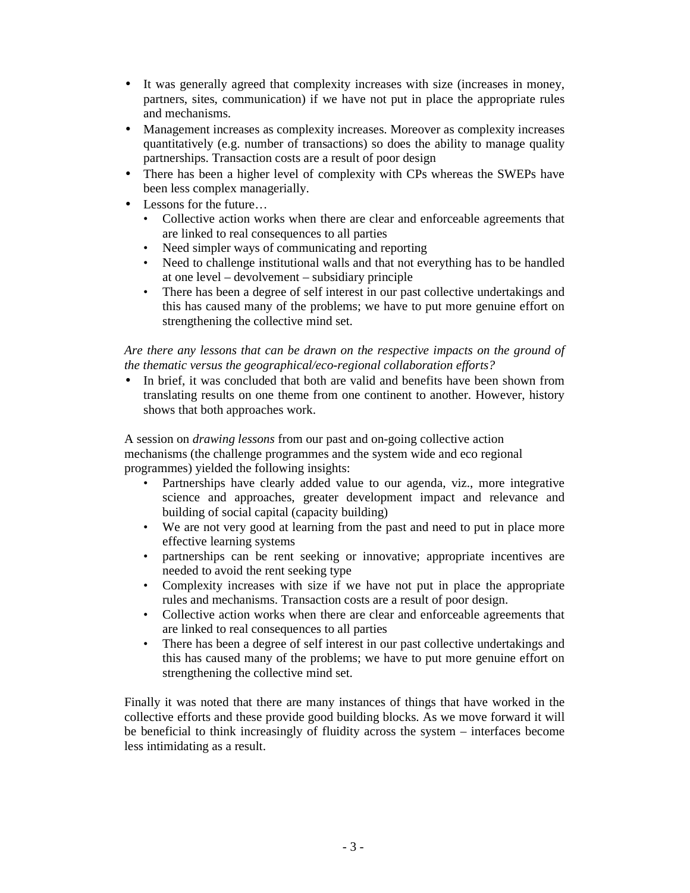- It was generally agreed that complexity increases with size (increases in money, partners, sites, communication) if we have not put in place the appropriate rules and mechanisms.
- Management increases as complexity increases. Moreover as complexity increases quantitatively (e.g. number of transactions) so does the ability to manage quality partnerships. Transaction costs are a result of poor design
- There has been a higher level of complexity with CPs whereas the SWEPs have been less complex managerially.
- Lessons for the future…
  - Collective action works when there are clear and enforceable agreements that are linked to real consequences to all parties
  - Need simpler ways of communicating and reporting
  - Need to challenge institutional walls and that not everything has to be handled at one level – devolvement – subsidiary principle
  - There has been a degree of self interest in our past collective undertakings and this has caused many of the problems; we have to put more genuine effort on strengthening the collective mind set.

*Are there any lessons that can be drawn on the respective impacts on the ground of the thematic versus the geographical/eco-regional collaboration efforts?*

- In brief, it was concluded that both are valid and benefits have been shown from translating results on one theme from one continent to another. However, history shows that both approaches work.

A session on *drawing lessons* from our past and on-going collective action mechanisms (the challenge programmes and the system wide and eco regional programmes) yielded the following insights:

- Partnerships have clearly added value to our agenda, viz., more integrative science and approaches, greater development impact and relevance and building of social capital (capacity building)
- We are not very good at learning from the past and need to put in place more effective learning systems
- partnerships can be rent seeking or innovative; appropriate incentives are needed to avoid the rent seeking type
- Complexity increases with size if we have not put in place the appropriate rules and mechanisms. Transaction costs are a result of poor design.
- Collective action works when there are clear and enforceable agreements that are linked to real consequences to all parties
- There has been a degree of self interest in our past collective undertakings and this has caused many of the problems; we have to put more genuine effort on strengthening the collective mind set.

Finally it was noted that there are many instances of things that have worked in the collective efforts and these provide good building blocks. As we move forward it will be beneficial to think increasingly of fluidity across the system – interfaces become less intimidating as a result.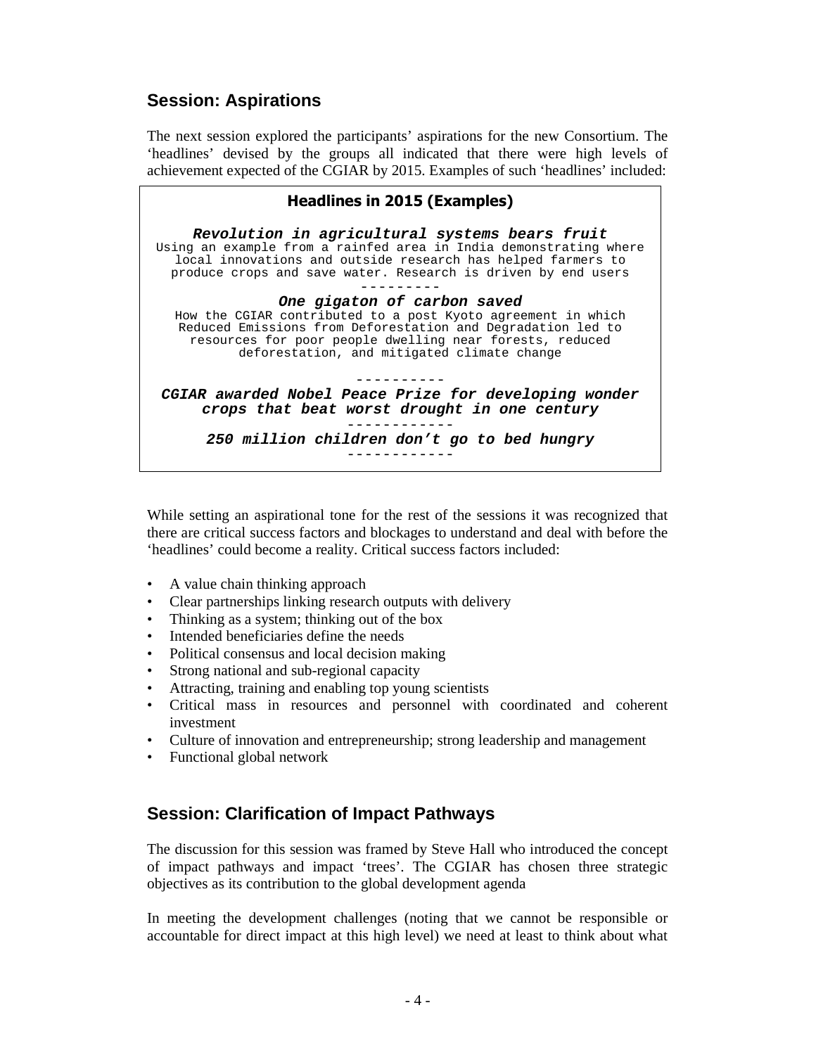## Session: Aspirations

The next session explored the participants' aspirations for the new Consortium. The 'headlines' devised by the groups all indicated that there were high levels of achievement expected of the CGIAR by 2015. Examples of such 'headlines' included:

> **Headlines in 2015 (Examples)**
>
> ***Revolution in agricultural systems bears fruit***
> Using an example from a rainfed area in India demonstrating where local innovations and outside research has helped farmers to produce crops and save water. Research is driven by end users
>
> ---------
>
> ***One gigaton of carbon saved***
> How the CGIAR contributed to a post Kyoto agreement in which Reduced Emissions from Deforestation and Degradation led to resources for poor people dwelling near forests, reduced deforestation, and mitigated climate change
>
> ----------
>
> ***CGIAR awarded Nobel Peace Prize for developing wonder crops that beat worst drought in one century***
>
> ------------
>
> ***250 million children don't go to bed hungry***
>
> ------------

While setting an aspirational tone for the rest of the sessions it was recognized that there are critical success factors and blockages to understand and deal with before the 'headlines' could become a reality. Critical success factors included:

- A value chain thinking approach
- Clear partnerships linking research outputs with delivery
- Thinking as a system; thinking out of the box
- Intended beneficiaries define the needs
- Political consensus and local decision making
- Strong national and sub-regional capacity
- Attracting, training and enabling top young scientists
- Critical mass in resources and personnel with coordinated and coherent investment
- Culture of innovation and entrepreneurship; strong leadership and management
- Functional global network

## Session: Clarification of Impact Pathways

The discussion for this session was framed by Steve Hall who introduced the concept of impact pathways and impact 'trees'. The CGIAR has chosen three strategic objectives as its contribution to the global development agenda

In meeting the development challenges (noting that we cannot be responsible or accountable for direct impact at this high level) we need at least to think about what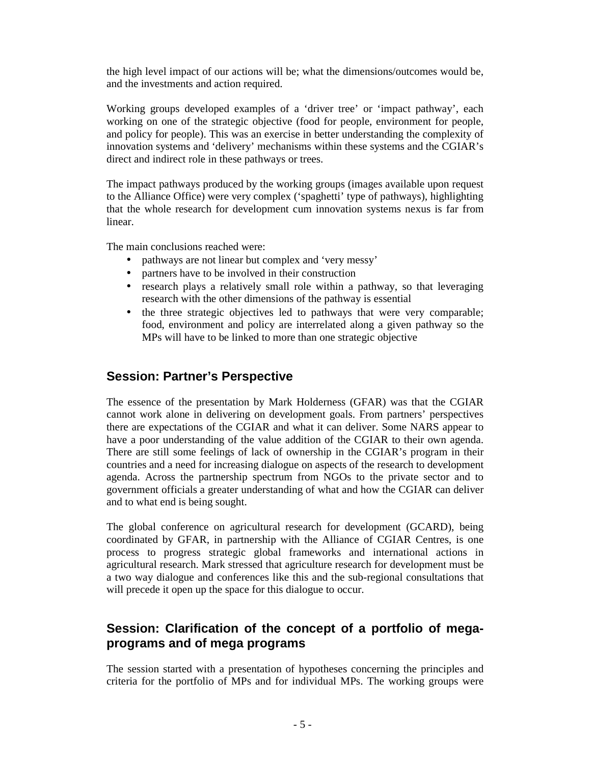the high level impact of our actions will be; what the dimensions/outcomes would be, and the investments and action required.

Working groups developed examples of a 'driver tree' or 'impact pathway', each working on one of the strategic objective (food for people, environment for people, and policy for people). This was an exercise in better understanding the complexity of innovation systems and 'delivery' mechanisms within these systems and the CGIAR's direct and indirect role in these pathways or trees.

The impact pathways produced by the working groups (images available upon request to the Alliance Office) were very complex ('spaghetti' type of pathways), highlighting that the whole research for development cum innovation systems nexus is far from linear.

The main conclusions reached were:

- pathways are not linear but complex and 'very messy'
- partners have to be involved in their construction
- research plays a relatively small role within a pathway, so that leveraging research with the other dimensions of the pathway is essential
- the three strategic objectives led to pathways that were very comparable; food, environment and policy are interrelated along a given pathway so the MPs will have to be linked to more than one strategic objective

## Session: Partner's Perspective

The essence of the presentation by Mark Holderness (GFAR) was that the CGIAR cannot work alone in delivering on development goals. From partners' perspectives there are expectations of the CGIAR and what it can deliver. Some NARS appear to have a poor understanding of the value addition of the CGIAR to their own agenda. There are still some feelings of lack of ownership in the CGIAR's program in their countries and a need for increasing dialogue on aspects of the research to development agenda. Across the partnership spectrum from NGOs to the private sector and to government officials a greater understanding of what and how the CGIAR can deliver and to what end is being sought.

The global conference on agricultural research for development (GCARD), being coordinated by GFAR, in partnership with the Alliance of CGIAR Centres, is one process to progress strategic global frameworks and international actions in agricultural research. Mark stressed that agriculture research for development must be a two way dialogue and conferences like this and the sub-regional consultations that will precede it open up the space for this dialogue to occur.

## Session: Clarification of the concept of a portfolio of mega-programs and of mega programs

The session started with a presentation of hypotheses concerning the principles and criteria for the portfolio of MPs and for individual MPs. The working groups were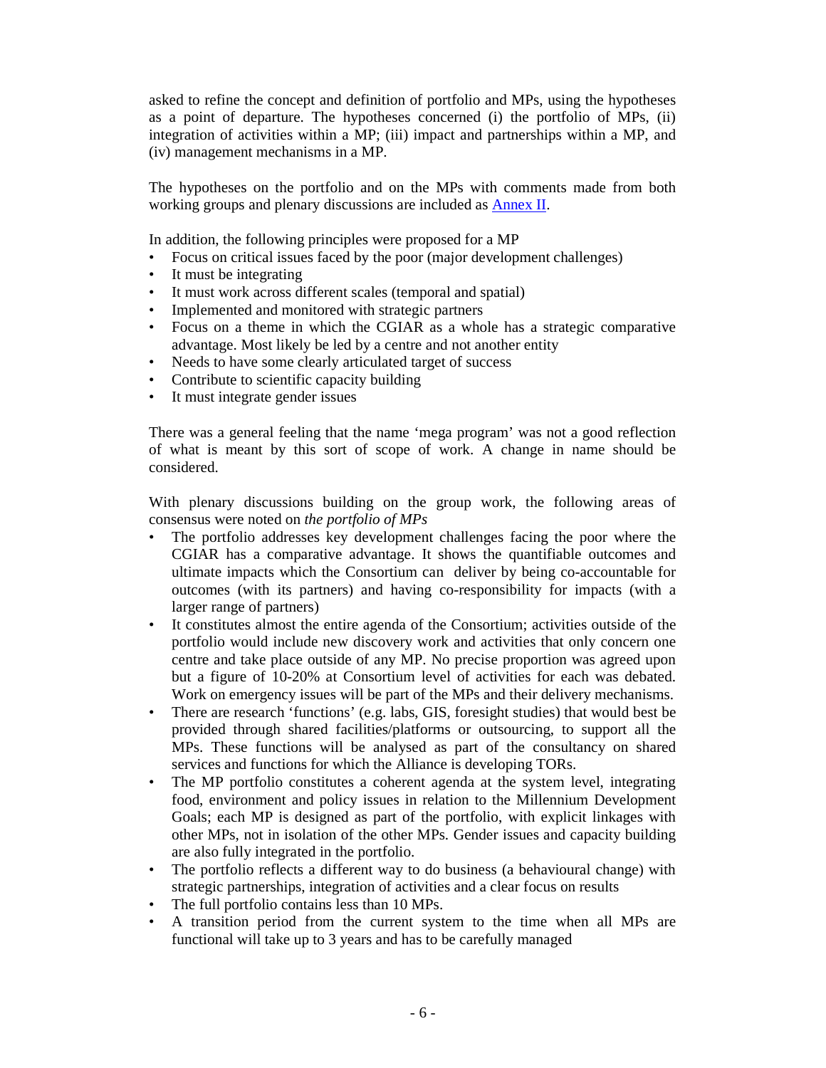asked to refine the concept and definition of portfolio and MPs, using the hypotheses as a point of departure. The hypotheses concerned (i) the portfolio of MPs, (ii) integration of activities within a MP; (iii) impact and partnerships within a MP, and (iv) management mechanisms in a MP.

The hypotheses on the portfolio and on the MPs with comments made from both working groups and plenary discussions are included as Annex II.

In addition, the following principles were proposed for a MP

- Focus on critical issues faced by the poor (major development challenges)
- It must be integrating
- It must work across different scales (temporal and spatial)
- Implemented and monitored with strategic partners
- Focus on a theme in which the CGIAR as a whole has a strategic comparative advantage. Most likely be led by a centre and not another entity
- Needs to have some clearly articulated target of success
- Contribute to scientific capacity building
- It must integrate gender issues

There was a general feeling that the name 'mega program' was not a good reflection of what is meant by this sort of scope of work. A change in name should be considered.

With plenary discussions building on the group work, the following areas of consensus were noted on *the portfolio of MPs*

- The portfolio addresses key development challenges facing the poor where the CGIAR has a comparative advantage. It shows the quantifiable outcomes and ultimate impacts which the Consortium can deliver by being co-accountable for outcomes (with its partners) and having co-responsibility for impacts (with a larger range of partners)
- It constitutes almost the entire agenda of the Consortium; activities outside of the portfolio would include new discovery work and activities that only concern one centre and take place outside of any MP. No precise proportion was agreed upon but a figure of 10-20% at Consortium level of activities for each was debated. Work on emergency issues will be part of the MPs and their delivery mechanisms.
- There are research 'functions' (e.g. labs, GIS, foresight studies) that would best be provided through shared facilities/platforms or outsourcing, to support all the MPs. These functions will be analysed as part of the consultancy on shared services and functions for which the Alliance is developing TORs.
- The MP portfolio constitutes a coherent agenda at the system level, integrating food, environment and policy issues in relation to the Millennium Development Goals; each MP is designed as part of the portfolio, with explicit linkages with other MPs, not in isolation of the other MPs. Gender issues and capacity building are also fully integrated in the portfolio.
- The portfolio reflects a different way to do business (a behavioural change) with strategic partnerships, integration of activities and a clear focus on results
- The full portfolio contains less than 10 MPs.
- A transition period from the current system to the time when all MPs are functional will take up to 3 years and has to be carefully managed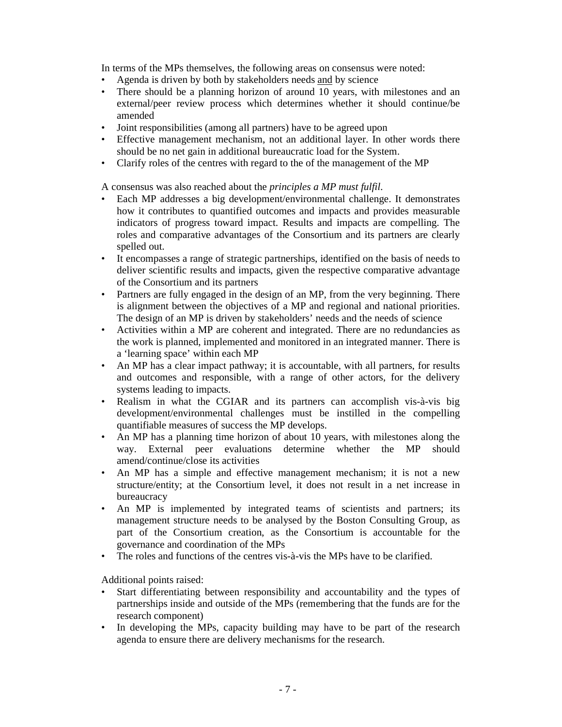In terms of the MPs themselves, the following areas on consensus were noted:

- Agenda is driven by both by stakeholders needs <u>and</u> by science
- There should be a planning horizon of around 10 years, with milestones and an external/peer review process which determines whether it should continue/be amended
- Joint responsibilities (among all partners) have to be agreed upon
- Effective management mechanism, not an additional layer. In other words there should be no net gain in additional bureaucratic load for the System.
- Clarify roles of the centres with regard to the of the management of the MP

A consensus was also reached about the *principles a MP must fulfil*.

- Each MP addresses a big development/environmental challenge. It demonstrates how it contributes to quantified outcomes and impacts and provides measurable indicators of progress toward impact. Results and impacts are compelling. The roles and comparative advantages of the Consortium and its partners are clearly spelled out.
- It encompasses a range of strategic partnerships, identified on the basis of needs to deliver scientific results and impacts, given the respective comparative advantage of the Consortium and its partners
- Partners are fully engaged in the design of an MP, from the very beginning. There is alignment between the objectives of a MP and regional and national priorities. The design of an MP is driven by stakeholders' needs and the needs of science
- Activities within a MP are coherent and integrated. There are no redundancies as the work is planned, implemented and monitored in an integrated manner. There is a 'learning space' within each MP
- An MP has a clear impact pathway; it is accountable, with all partners, for results and outcomes and responsible, with a range of other actors, for the delivery systems leading to impacts.
- Realism in what the CGIAR and its partners can accomplish vis-à-vis big development/environmental challenges must be instilled in the compelling quantifiable measures of success the MP develops.
- An MP has a planning time horizon of about 10 years, with milestones along the way. External peer evaluations determine whether the MP should amend/continue/close its activities
- An MP has a simple and effective management mechanism; it is not a new structure/entity; at the Consortium level, it does not result in a net increase in bureaucracy
- An MP is implemented by integrated teams of scientists and partners; its management structure needs to be analysed by the Boston Consulting Group, as part of the Consortium creation, as the Consortium is accountable for the governance and coordination of the MPs
- The roles and functions of the centres vis-à-vis the MPs have to be clarified.

Additional points raised:

- Start differentiating between responsibility and accountability and the types of partnerships inside and outside of the MPs (remembering that the funds are for the research component)
- In developing the MPs, capacity building may have to be part of the research agenda to ensure there are delivery mechanisms for the research.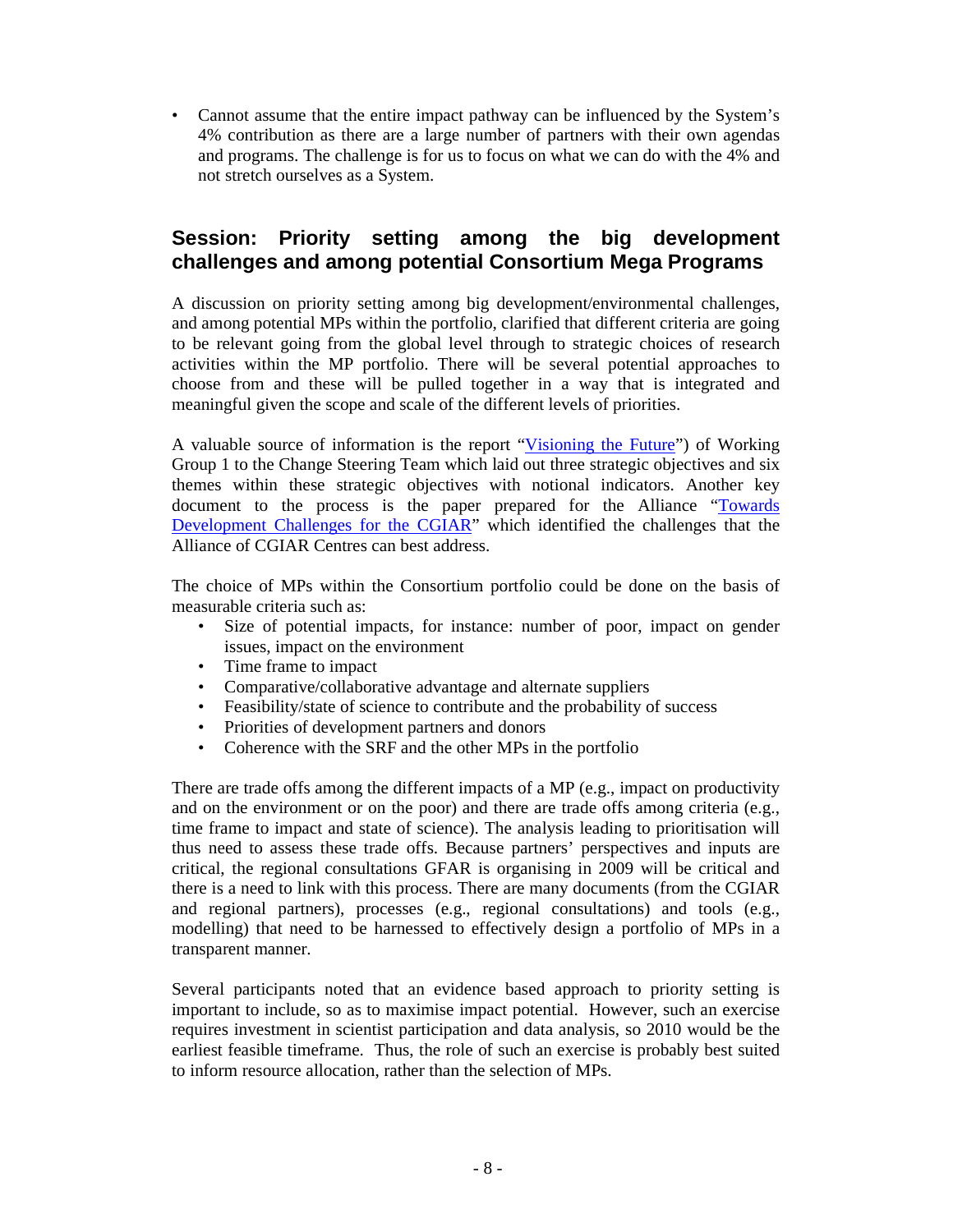- Cannot assume that the entire impact pathway can be influenced by the System's 4% contribution as there are a large number of partners with their own agendas and programs. The challenge is for us to focus on what we can do with the 4% and not stretch ourselves as a System.

## Session: Priority setting among the big development challenges and among potential Consortium Mega Programs

A discussion on priority setting among big development/environmental challenges, and among potential MPs within the portfolio, clarified that different criteria are going to be relevant going from the global level through to strategic choices of research activities within the MP portfolio. There will be several potential approaches to choose from and these will be pulled together in a way that is integrated and meaningful given the scope and scale of the different levels of priorities.

A valuable source of information is the report "Visioning the Future") of Working Group 1 to the Change Steering Team which laid out three strategic objectives and six themes within these strategic objectives with notional indicators. Another key document to the process is the paper prepared for the Alliance "Towards Development Challenges for the CGIAR" which identified the challenges that the Alliance of CGIAR Centres can best address.

The choice of MPs within the Consortium portfolio could be done on the basis of measurable criteria such as:

- Size of potential impacts, for instance: number of poor, impact on gender issues, impact on the environment
- Time frame to impact
- Comparative/collaborative advantage and alternate suppliers
- Feasibility/state of science to contribute and the probability of success
- Priorities of development partners and donors
- Coherence with the SRF and the other MPs in the portfolio

There are trade offs among the different impacts of a MP (e.g., impact on productivity and on the environment or on the poor) and there are trade offs among criteria (e.g., time frame to impact and state of science). The analysis leading to prioritisation will thus need to assess these trade offs. Because partners' perspectives and inputs are critical, the regional consultations GFAR is organising in 2009 will be critical and there is a need to link with this process. There are many documents (from the CGIAR and regional partners), processes (e.g., regional consultations) and tools (e.g., modelling) that need to be harnessed to effectively design a portfolio of MPs in a transparent manner.

Several participants noted that an evidence based approach to priority setting is important to include, so as to maximise impact potential. However, such an exercise requires investment in scientist participation and data analysis, so 2010 would be the earliest feasible timeframe. Thus, the role of such an exercise is probably best suited to inform resource allocation, rather than the selection of MPs.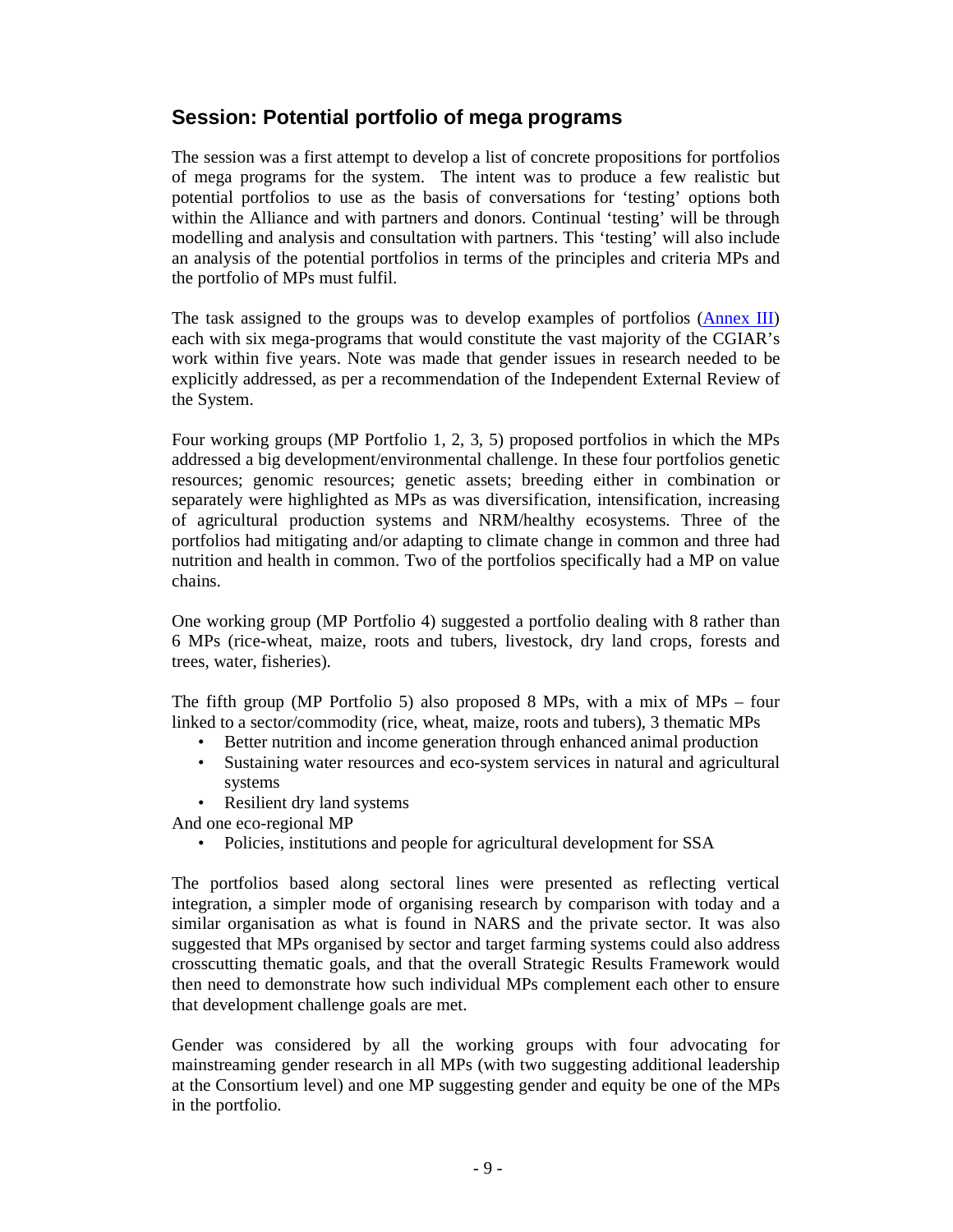## Session: Potential portfolio of mega programs

The session was a first attempt to develop a list of concrete propositions for portfolios of mega programs for the system. The intent was to produce a few realistic but potential portfolios to use as the basis of conversations for 'testing' options both within the Alliance and with partners and donors. Continual 'testing' will be through modelling and analysis and consultation with partners. This 'testing' will also include an analysis of the potential portfolios in terms of the principles and criteria MPs and the portfolio of MPs must fulfil.

The task assigned to the groups was to develop examples of portfolios (Annex III) each with six mega-programs that would constitute the vast majority of the CGIAR's work within five years. Note was made that gender issues in research needed to be explicitly addressed, as per a recommendation of the Independent External Review of the System.

Four working groups (MP Portfolio 1, 2, 3, 5) proposed portfolios in which the MPs addressed a big development/environmental challenge. In these four portfolios genetic resources; genomic resources; genetic assets; breeding either in combination or separately were highlighted as MPs as was diversification, intensification, increasing of agricultural production systems and NRM/healthy ecosystems. Three of the portfolios had mitigating and/or adapting to climate change in common and three had nutrition and health in common. Two of the portfolios specifically had a MP on value chains.

One working group (MP Portfolio 4) suggested a portfolio dealing with 8 rather than 6 MPs (rice-wheat, maize, roots and tubers, livestock, dry land crops, forests and trees, water, fisheries).

The fifth group (MP Portfolio 5) also proposed 8 MPs, with a mix of MPs – four linked to a sector/commodity (rice, wheat, maize, roots and tubers), 3 thematic MPs

- Better nutrition and income generation through enhanced animal production
- Sustaining water resources and eco-system services in natural and agricultural systems
- Resilient dry land systems

And one eco-regional MP

- Policies, institutions and people for agricultural development for SSA

The portfolios based along sectoral lines were presented as reflecting vertical integration, a simpler mode of organising research by comparison with today and a similar organisation as what is found in NARS and the private sector. It was also suggested that MPs organised by sector and target farming systems could also address crosscutting thematic goals, and that the overall Strategic Results Framework would then need to demonstrate how such individual MPs complement each other to ensure that development challenge goals are met.

Gender was considered by all the working groups with four advocating for mainstreaming gender research in all MPs (with two suggesting additional leadership at the Consortium level) and one MP suggesting gender and equity be one of the MPs in the portfolio.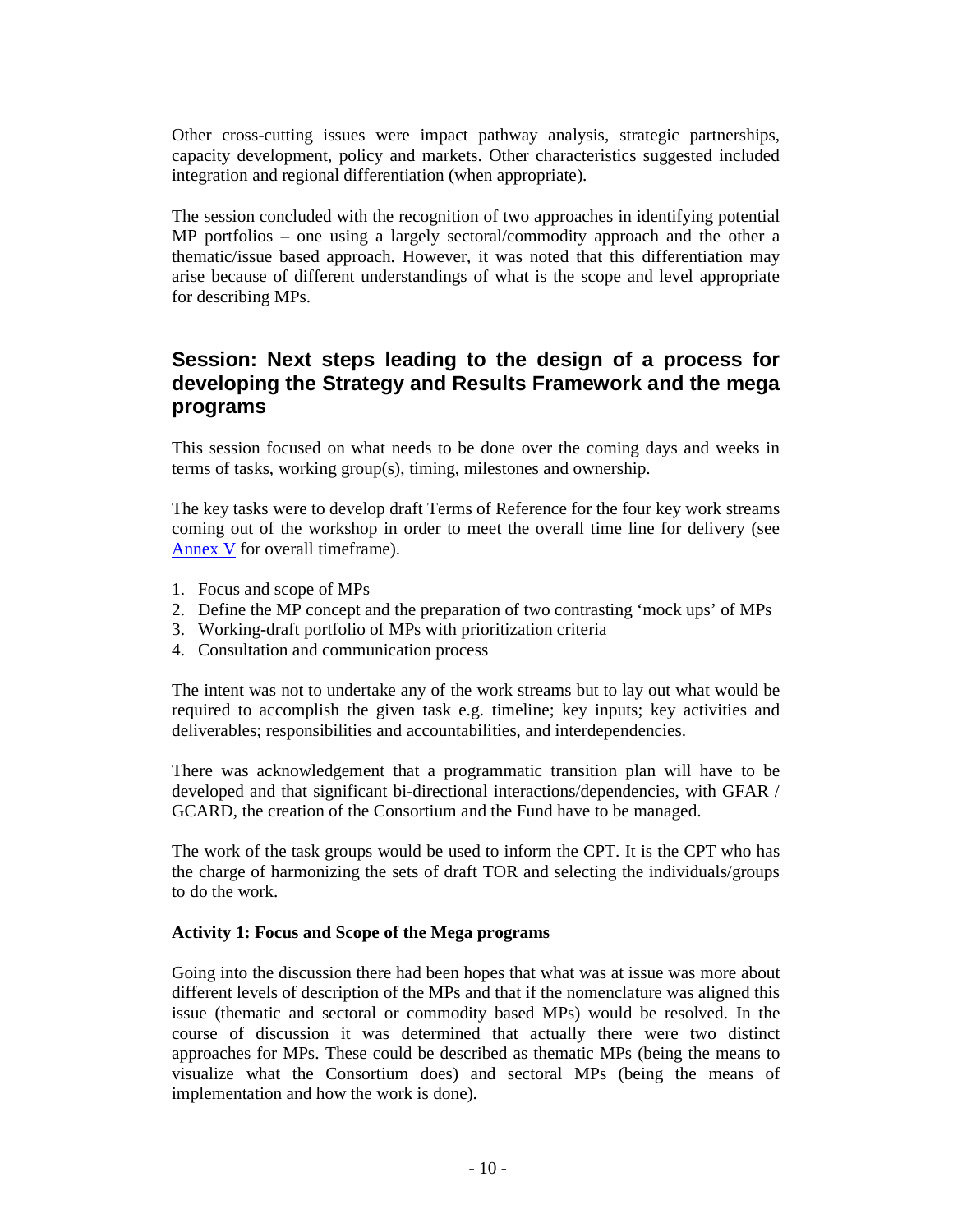Other cross-cutting issues were impact pathway analysis, strategic partnerships, capacity development, policy and markets. Other characteristics suggested included integration and regional differentiation (when appropriate).

The session concluded with the recognition of two approaches in identifying potential MP portfolios – one using a largely sectoral/commodity approach and the other a thematic/issue based approach. However, it was noted that this differentiation may arise because of different understandings of what is the scope and level appropriate for describing MPs.

## Session: Next steps leading to the design of a process for developing the Strategy and Results Framework and the mega programs

This session focused on what needs to be done over the coming days and weeks in terms of tasks, working group(s), timing, milestones and ownership.

The key tasks were to develop draft Terms of Reference for the four key work streams coming out of the workshop in order to meet the overall time line for delivery (see Annex V for overall timeframe).

1. Focus and scope of MPs
2. Define the MP concept and the preparation of two contrasting 'mock ups' of MPs
3. Working-draft portfolio of MPs with prioritization criteria
4. Consultation and communication process

The intent was not to undertake any of the work streams but to lay out what would be required to accomplish the given task e.g. timeline; key inputs; key activities and deliverables; responsibilities and accountabilities, and interdependencies.

There was acknowledgement that a programmatic transition plan will have to be developed and that significant bi-directional interactions/dependencies, with GFAR / GCARD, the creation of the Consortium and the Fund have to be managed.

The work of the task groups would be used to inform the CPT. It is the CPT who has the charge of harmonizing the sets of draft TOR and selecting the individuals/groups to do the work.

### Activity 1: Focus and Scope of the Mega programs

Going into the discussion there had been hopes that what was at issue was more about different levels of description of the MPs and that if the nomenclature was aligned this issue (thematic and sectoral or commodity based MPs) would be resolved. In the course of discussion it was determined that actually there were two distinct approaches for MPs. These could be described as thematic MPs (being the means to visualize what the Consortium does) and sectoral MPs (being the means of implementation and how the work is done).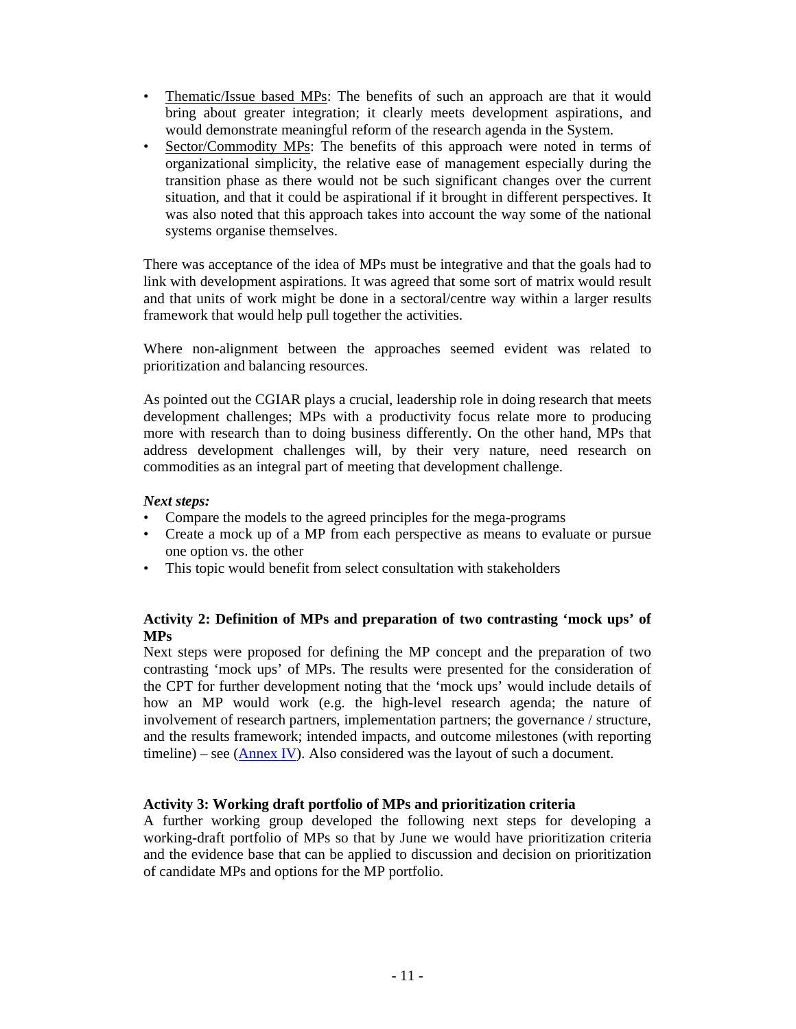- Thematic/Issue based MPs: The benefits of such an approach are that it would bring about greater integration; it clearly meets development aspirations, and would demonstrate meaningful reform of the research agenda in the System.
- Sector/Commodity MPs: The benefits of this approach were noted in terms of organizational simplicity, the relative ease of management especially during the transition phase as there would not be such significant changes over the current situation, and that it could be aspirational if it brought in different perspectives. It was also noted that this approach takes into account the way some of the national systems organise themselves.

There was acceptance of the idea of MPs must be integrative and that the goals had to link with development aspirations. It was agreed that some sort of matrix would result and that units of work might be done in a sectoral/centre way within a larger results framework that would help pull together the activities.

Where non-alignment between the approaches seemed evident was related to prioritization and balancing resources.

As pointed out the CGIAR plays a crucial, leadership role in doing research that meets development challenges; MPs with a productivity focus relate more to producing more with research than to doing business differently. On the other hand, MPs that address development challenges will, by their very nature, need research on commodities as an integral part of meeting that development challenge.

***Next steps:***

- Compare the models to the agreed principles for the mega-programs
- Create a mock up of a MP from each perspective as means to evaluate or pursue one option vs. the other
- This topic would benefit from select consultation with stakeholders

**Activity 2: Definition of MPs and preparation of two contrasting 'mock ups' of MPs**

Next steps were proposed for defining the MP concept and the preparation of two contrasting 'mock ups' of MPs. The results were presented for the consideration of the CPT for further development noting that the 'mock ups' would include details of how an MP would work (e.g. the high-level research agenda; the nature of involvement of research partners, implementation partners; the governance / structure, and the results framework; intended impacts, and outcome milestones (with reporting timeline) – see (Annex IV). Also considered was the layout of such a document.

**Activity 3: Working draft portfolio of MPs and prioritization criteria**

A further working group developed the following next steps for developing a working-draft portfolio of MPs so that by June we would have prioritization criteria and the evidence base that can be applied to discussion and decision on prioritization of candidate MPs and options for the MP portfolio.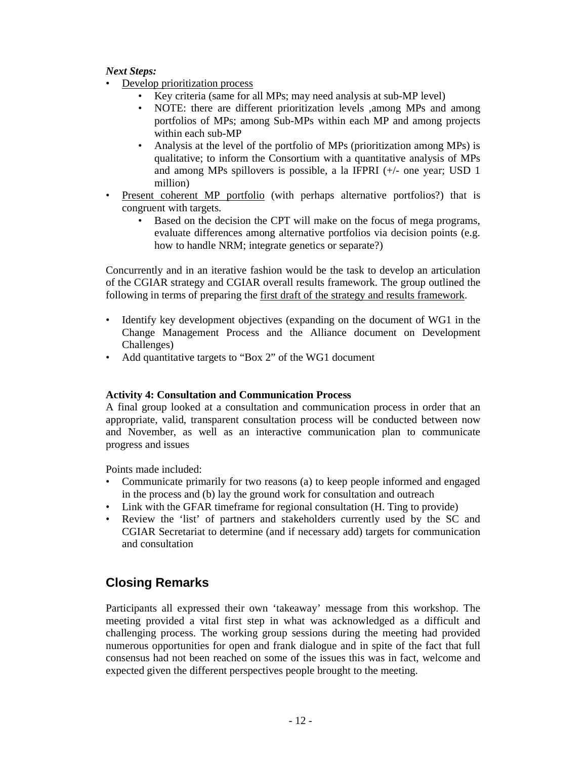***Next Steps:***

- Develop prioritization process
    - Key criteria (same for all MPs; may need analysis at sub-MP level)
    - NOTE: there are different prioritization levels ,among MPs and among portfolios of MPs; among Sub-MPs within each MP and among projects within each sub-MP
    - Analysis at the level of the portfolio of MPs (prioritization among MPs) is qualitative; to inform the Consortium with a quantitative analysis of MPs and among MPs spillovers is possible, a la IFPRI (+/- one year; USD 1 million)
- Present coherent MP portfolio (with perhaps alternative portfolios?) that is congruent with targets.
    - Based on the decision the CPT will make on the focus of mega programs, evaluate differences among alternative portfolios via decision points (e.g. how to handle NRM; integrate genetics or separate?)

Concurrently and in an iterative fashion would be the task to develop an articulation of the CGIAR strategy and CGIAR overall results framework. The group outlined the following in terms of preparing the first draft of the strategy and results framework.

- Identify key development objectives (expanding on the document of WG1 in the Change Management Process and the Alliance document on Development Challenges)
- Add quantitative targets to "Box 2" of the WG1 document

**Activity 4: Consultation and Communication Process**

A final group looked at a consultation and communication process in order that an appropriate, valid, transparent consultation process will be conducted between now and November, as well as an interactive communication plan to communicate progress and issues

Points made included:

- Communicate primarily for two reasons (a) to keep people informed and engaged in the process and (b) lay the ground work for consultation and outreach
- Link with the GFAR timeframe for regional consultation (H. Ting to provide)
- Review the 'list' of partners and stakeholders currently used by the SC and CGIAR Secretariat to determine (and if necessary add) targets for communication and consultation

## Closing Remarks

Participants all expressed their own 'takeaway' message from this workshop. The meeting provided a vital first step in what was acknowledged as a difficult and challenging process. The working group sessions during the meeting had provided numerous opportunities for open and frank dialogue and in spite of the fact that full consensus had not been reached on some of the issues this was in fact, welcome and expected given the different perspectives people brought to the meeting.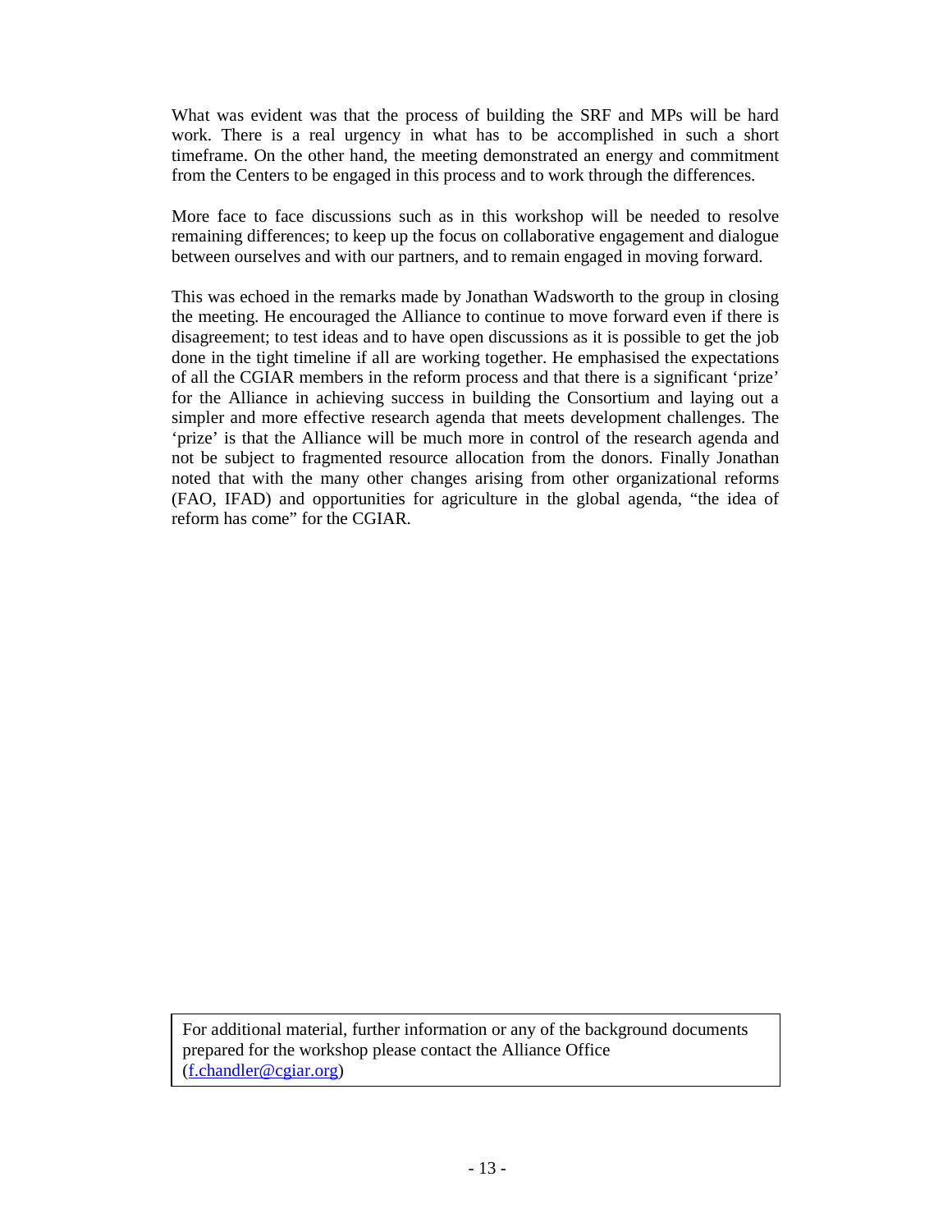What was evident was that the process of building the SRF and MPs will be hard work. There is a real urgency in what has to be accomplished in such a short timeframe. On the other hand, the meeting demonstrated an energy and commitment from the Centers to be engaged in this process and to work through the differences.

More face to face discussions such as in this workshop will be needed to resolve remaining differences; to keep up the focus on collaborative engagement and dialogue between ourselves and with our partners, and to remain engaged in moving forward.

This was echoed in the remarks made by Jonathan Wadsworth to the group in closing the meeting. He encouraged the Alliance to continue to move forward even if there is disagreement; to test ideas and to have open discussions as it is possible to get the job done in the tight timeline if all are working together. He emphasised the expectations of all the CGIAR members in the reform process and that there is a significant 'prize' for the Alliance in achieving success in building the Consortium and laying out a simpler and more effective research agenda that meets development challenges. The 'prize' is that the Alliance will be much more in control of the research agenda and not be subject to fragmented resource allocation from the donors. Finally Jonathan noted that with the many other changes arising from other organizational reforms (FAO, IFAD) and opportunities for agriculture in the global agenda, "the idea of reform has come" for the CGIAR.

| For additional material, further information or any of the background documents prepared for the workshop please contact the Alliance Office (f.chandler@cgiar.org) |
|---|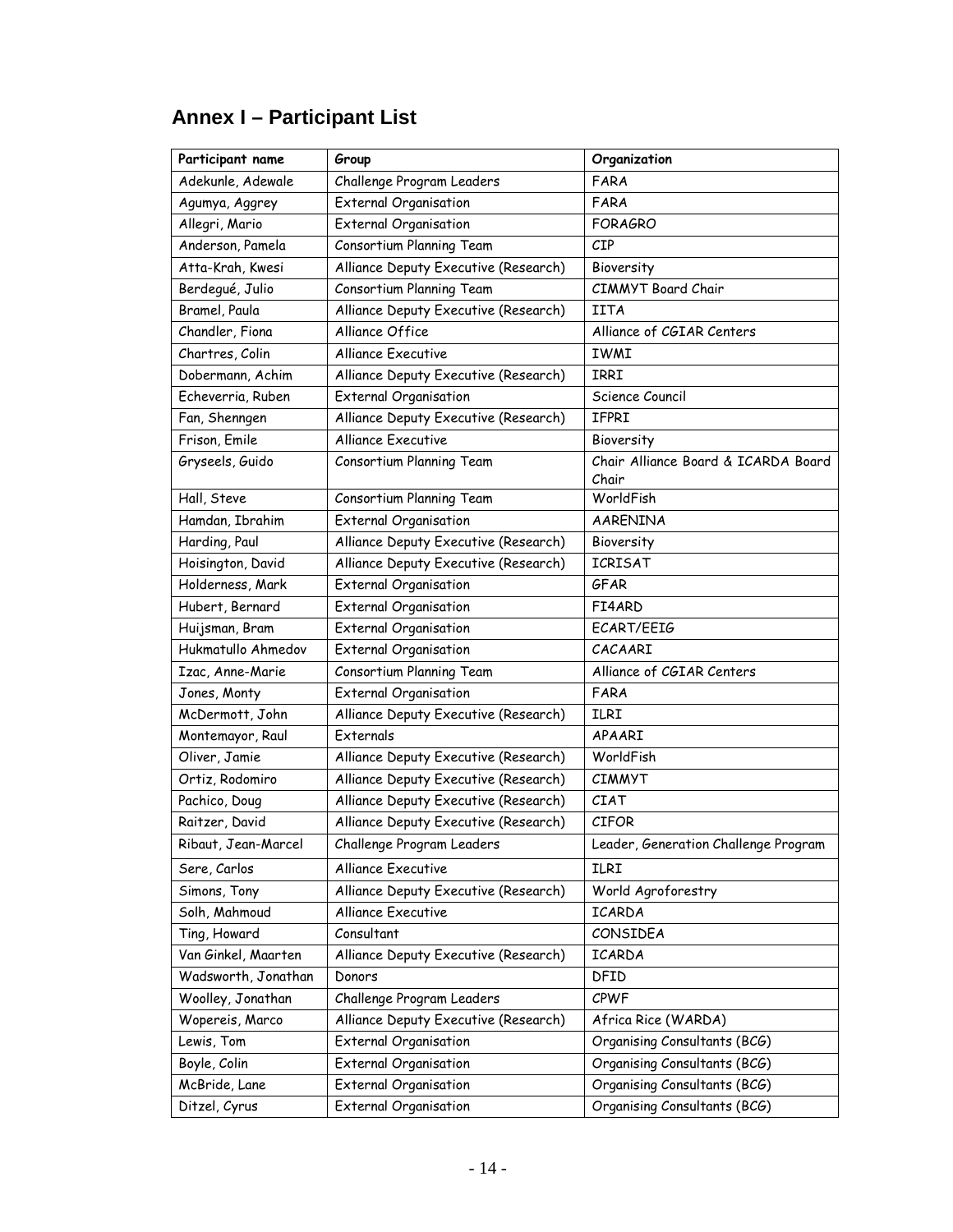## Annex I – Participant List

| Participant name | Group | Organization |
|---|---|---|
| Adekunle, Adewale | Challenge Program Leaders | FARA |
| Agumya, Aggrey | External Organisation | FARA |
| Allegri, Mario | External Organisation | FORAGRO |
| Anderson, Pamela | Consortium Planning Team | CIP |
| Atta-Krah, Kwesi | Alliance Deputy Executive (Research) | Bioversity |
| Berdegué, Julio | Consortium Planning Team | CIMMYT Board Chair |
| Bramel, Paula | Alliance Deputy Executive (Research) | IITA |
| Chandler, Fiona | Alliance Office | Alliance of CGIAR Centers |
| Chartres, Colin | Alliance Executive | IWMI |
| Dobermann, Achim | Alliance Deputy Executive (Research) | IRRI |
| Echeverria, Ruben | External Organisation | Science Council |
| Fan, Shenngen | Alliance Deputy Executive (Research) | IFPRI |
| Frison, Emile | Alliance Executive | Bioversity |
| Gryseels, Guido | Consortium Planning Team | Chair Alliance Board & ICARDA Board Chair |
| Hall, Steve | Consortium Planning Team | WorldFish |
| Hamdan, Ibrahim | External Organisation | AARENINA |
| Harding, Paul | Alliance Deputy Executive (Research) | Bioversity |
| Hoisington, David | Alliance Deputy Executive (Research) | ICRISAT |
| Holderness, Mark | External Organisation | GFAR |
| Hubert, Bernard | External Organisation | FI4ARD |
| Huijsman, Bram | External Organisation | ECART/EEIG |
| Hukmatullo Ahmedov | External Organisation | CACAARI |
| Izac, Anne-Marie | Consortium Planning Team | Alliance of CGIAR Centers |
| Jones, Monty | External Organisation | FARA |
| McDermott, John | Alliance Deputy Executive (Research) | ILRI |
| Montemayor, Raul | Externals | APAARI |
| Oliver, Jamie | Alliance Deputy Executive (Research) | WorldFish |
| Ortiz, Rodomiro | Alliance Deputy Executive (Research) | CIMMYT |
| Pachico, Doug | Alliance Deputy Executive (Research) | CIAT |
| Raitzer, David | Alliance Deputy Executive (Research) | CIFOR |
| Ribaut, Jean-Marcel | Challenge Program Leaders | Leader, Generation Challenge Program |
| Sere, Carlos | Alliance Executive | ILRI |
| Simons, Tony | Alliance Deputy Executive (Research) | World Agroforestry |
| Solh, Mahmoud | Alliance Executive | ICARDA |
| Ting, Howard | Consultant | CONSIDEA |
| Van Ginkel, Maarten | Alliance Deputy Executive (Research) | ICARDA |
| Wadsworth, Jonathan | Donors | DFID |
| Woolley, Jonathan | Challenge Program Leaders | CPWF |
| Wopereis, Marco | Alliance Deputy Executive (Research) | Africa Rice (WARDA) |
| Lewis, Tom | External Organisation | Organising Consultants (BCG) |
| Boyle, Colin | External Organisation | Organising Consultants (BCG) |
| McBride, Lane | External Organisation | Organising Consultants (BCG) |
| Ditzel, Cyrus | External Organisation | Organising Consultants (BCG) |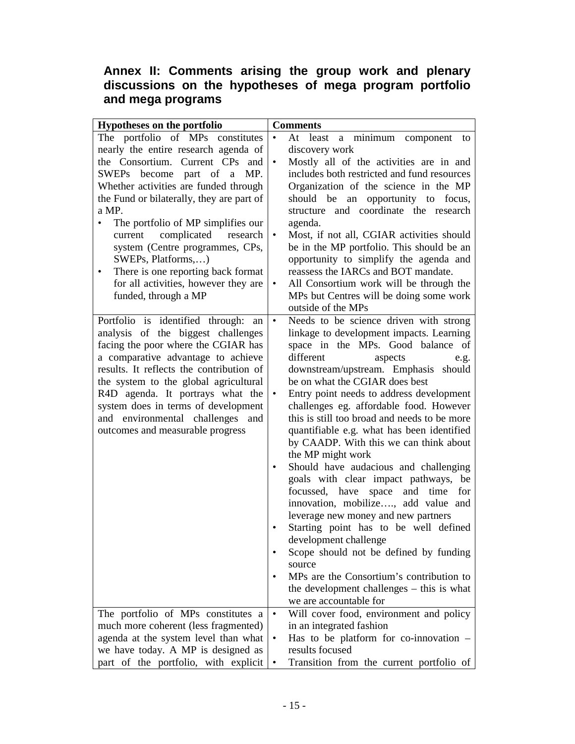## Annex II: Comments arising the group work and plenary discussions on the hypotheses of mega program portfolio and mega programs

| Hypotheses on the portfolio | Comments |
|---|---|
| The portfolio of MPs constitutes nearly the entire research agenda of the Consortium. Current CPs and SWEPs become part of a MP. Whether activities are funded through the Fund or bilaterally, they are part of a MP.<br>• The portfolio of MP simplifies our current complicated research system (Centre programmes, CPs, SWEPs, Platforms,…)<br>• There is one reporting back format for all activities, however they are funded, through a MP | • At least a minimum component to discovery work<br>• Mostly all of the activities are in and includes both restricted and fund resources Organization of the science in the MP should be an opportunity to focus, structure and coordinate the research agenda.<br>• Most, if not all, CGIAR activities should be in the MP portfolio. This should be an opportunity to simplify the agenda and reassess the IARCs and BOT mandate.<br>• All Consortium work will be through the MPs but Centres will be doing some work outside of the MPs |
| Portfolio is identified through: an analysis of the biggest challenges facing the poor where the CGIAR has a comparative advantage to achieve results. It reflects the contribution of the system to the global agricultural R4D agenda. It portrays what the system does in terms of development and environmental challenges and outcomes and measurable progress | • Needs to be science driven with strong linkage to development impacts. Learning space in the MPs. Good balance of different aspects e.g. downstream/upstream. Emphasis should be on what the CGIAR does best<br>• Entry point needs to address development challenges eg. affordable food. However this is still too broad and needs to be more quantifiable e.g. what has been identified by CAADP. With this we can think about the MP might work<br>• Should have audacious and challenging goals with clear impact pathways, be focussed, have space and time for innovation, mobilize…., add value and leverage new money and new partners<br>• Starting point has to be well defined development challenge<br>• Scope should not be defined by funding source<br>• MPs are the Consortium's contribution to the development challenges – this is what we are accountable for |
| The portfolio of MPs constitutes a much more coherent (less fragmented) agenda at the system level than what we have today. A MP is designed as part of the portfolio, with explicit | • Will cover food, environment and policy in an integrated fashion<br>• Has to be platform for co-innovation – results focused<br>• Transition from the current portfolio of |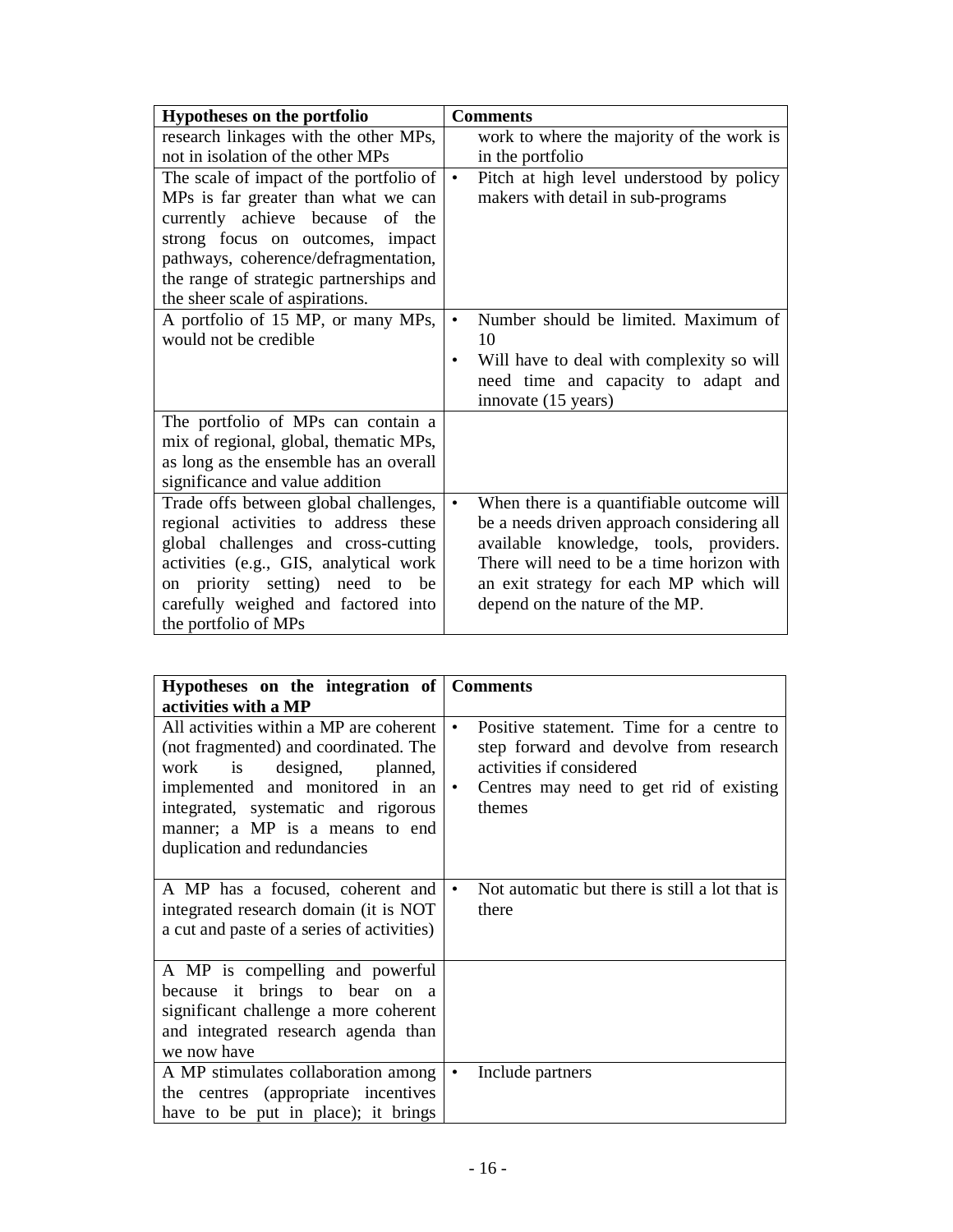| Hypotheses on the portfolio | Comments |
|---|---|
| research linkages with the other MPs, not in isolation of the other MPs | work to where the majority of the work is in the portfolio |
| The scale of impact of the portfolio of MPs is far greater than what we can currently achieve because of the strong focus on outcomes, impact pathways, coherence/defragmentation, the range of strategic partnerships and the sheer scale of aspirations. | • Pitch at high level understood by policy makers with detail in sub-programs |
| A portfolio of 15 MP, or many MPs, would not be credible | • Number should be limited. Maximum of 10<br>• Will have to deal with complexity so will need time and capacity to adapt and innovate (15 years) |
| The portfolio of MPs can contain a mix of regional, global, thematic MPs, as long as the ensemble has an overall significance and value addition | |
| Trade offs between global challenges, regional activities to address these global challenges and cross-cutting activities (e.g., GIS, analytical work on priority setting) need to be carefully weighed and factored into the portfolio of MPs | • When there is a quantifiable outcome will be a needs driven approach considering all available knowledge, tools, providers. There will need to be a time horizon with an exit strategy for each MP which will depend on the nature of the MP. |

| Hypotheses on the integration of activities with a MP | Comments |
|---|---|
| All activities within a MP are coherent (not fragmented) and coordinated. The work is designed, planned, implemented and monitored in an integrated, systematic and rigorous manner; a MP is a means to end duplication and redundancies | • Positive statement. Time for a centre to step forward and devolve from research activities if considered<br>• Centres may need to get rid of existing themes |
| A MP has a focused, coherent and integrated research domain (it is NOT a cut and paste of a series of activities) | • Not automatic but there is still a lot that is there |
| A MP is compelling and powerful because it brings to bear on a significant challenge a more coherent and integrated research agenda than we now have | |
| A MP stimulates collaboration among the centres (appropriate incentives have to be put in place); it brings | • Include partners |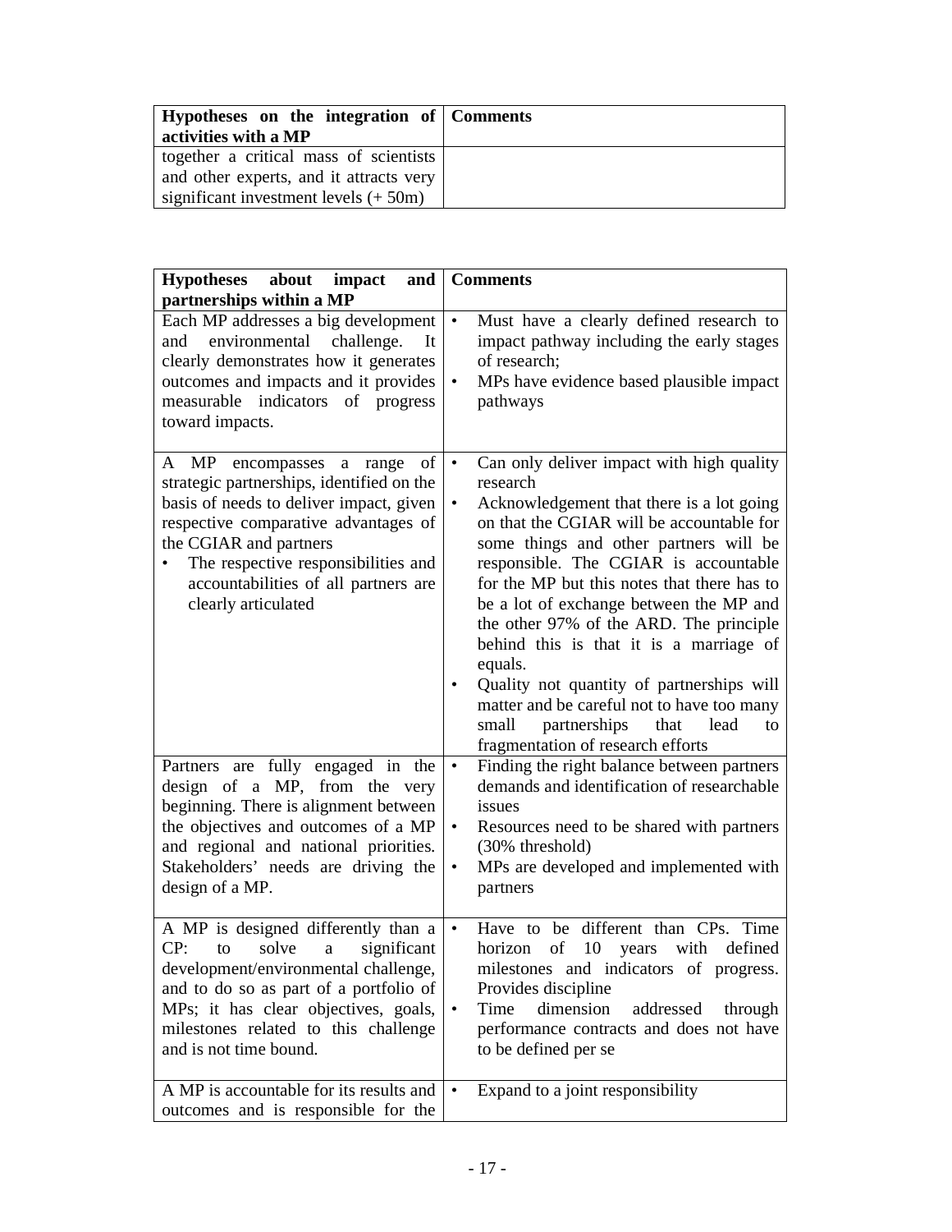| Hypotheses on the integration of activities with a MP | Comments |
|---|---|
| together a critical mass of scientists and other experts, and it attracts very significant investment levels (+ 50m) | |

| Hypotheses about impact and partnerships within a MP | Comments |
|---|---|
| Each MP addresses a big development and environmental challenge. It clearly demonstrates how it generates outcomes and impacts and it provides measurable indicators of progress toward impacts. | • Must have a clearly defined research to impact pathway including the early stages of research;<br>• MPs have evidence based plausible impact pathways |
| A MP encompasses a range of strategic partnerships, identified on the basis of needs to deliver impact, given respective comparative advantages of the CGIAR and partners<br>• The respective responsibilities and accountabilities of all partners are clearly articulated | • Can only deliver impact with high quality research<br>• Acknowledgement that there is a lot going on that the CGIAR will be accountable for some things and other partners will be responsible. The CGIAR is accountable for the MP but this notes that there has to be a lot of exchange between the MP and the other 97% of the ARD. The principle behind this is that it is a marriage of equals.<br>• Quality not quantity of partnerships will matter and be careful not to have too many small partnerships that lead to fragmentation of research efforts |
| Partners are fully engaged in the design of a MP, from the very beginning. There is alignment between the objectives and outcomes of a MP and regional and national priorities. Stakeholders' needs are driving the design of a MP. | • Finding the right balance between partners demands and identification of researchable issues<br>• Resources need to be shared with partners (30% threshold)<br>• MPs are developed and implemented with partners |
| A MP is designed differently than a CP: to solve a significant development/environmental challenge, and to do so as part of a portfolio of MPs; it has clear objectives, goals, milestones related to this challenge and is not time bound. | • Have to be different than CPs. Time horizon of 10 years with defined milestones and indicators of progress. Provides discipline<br>• Time dimension addressed through performance contracts and does not have to be defined per se |
| A MP is accountable for its results and outcomes and is responsible for the | • Expand to a joint responsibility |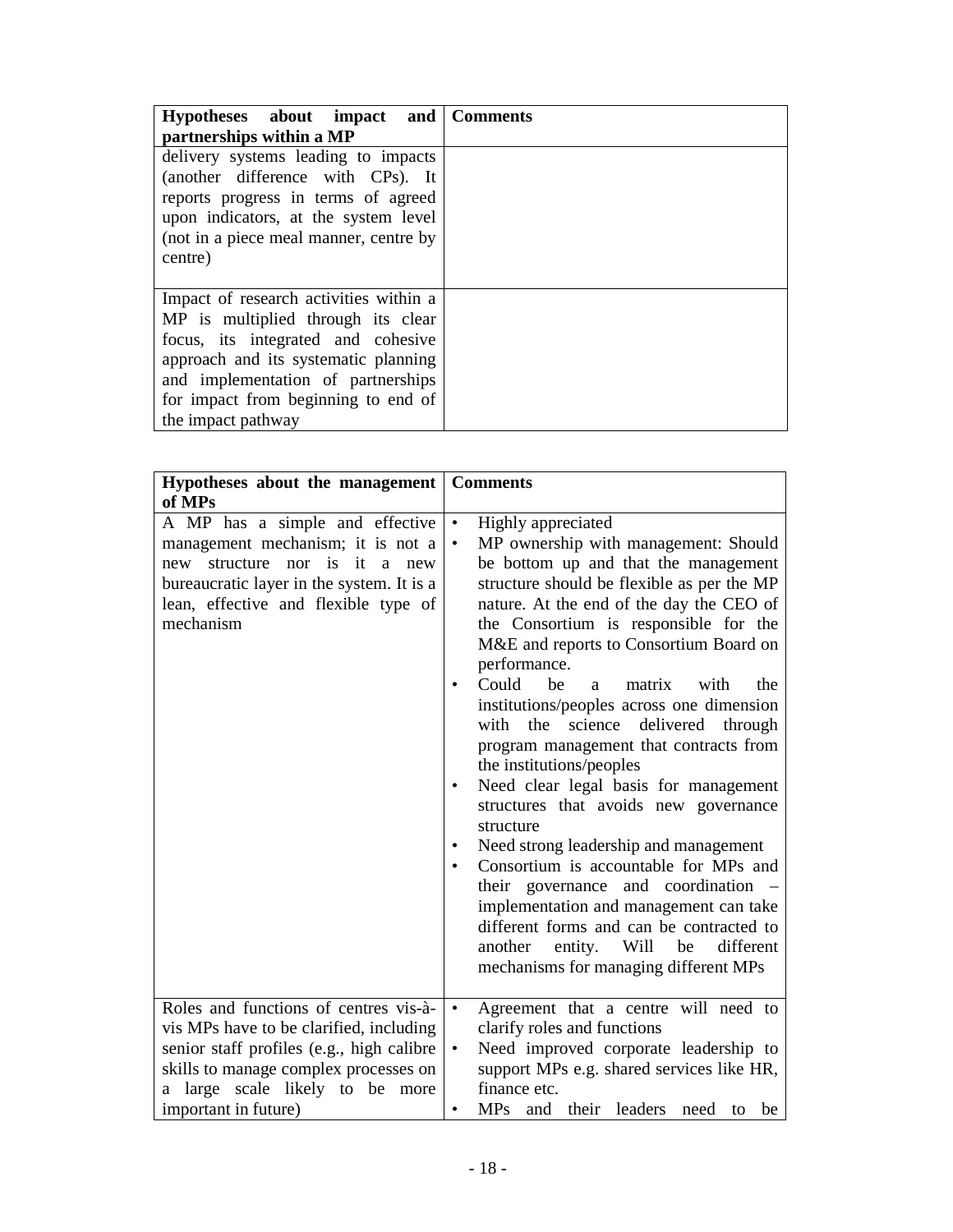| Hypotheses about impact and partnerships within a MP | Comments |
| --- | --- |
| delivery systems leading to impacts (another difference with CPs). It reports progress in terms of agreed upon indicators, at the system level (not in a piece meal manner, centre by centre) | |
| Impact of research activities within a MP is multiplied through its clear focus, its integrated and cohesive approach and its systematic planning and implementation of partnerships for impact from beginning to end of the impact pathway | |

| Hypotheses about the management of MPs | Comments |
| --- | --- |
| A MP has a simple and effective management mechanism; it is not a new structure nor is it a new bureaucratic layer in the system. It is a lean, effective and flexible type of mechanism | • Highly appreciated<br>• MP ownership with management: Should be bottom up and that the management structure should be flexible as per the MP nature. At the end of the day the CEO of the Consortium is responsible for the M&E and reports to Consortium Board on performance.<br>• Could be a matrix with the institutions/peoples across one dimension with the science delivered through program management that contracts from the institutions/peoples<br>• Need clear legal basis for management structures that avoids new governance structure<br>• Need strong leadership and management<br>• Consortium is accountable for MPs and their governance and coordination – implementation and management can take different forms and can be contracted to another entity. Will be different mechanisms for managing different MPs |
| Roles and functions of centres vis-à-vis MPs have to be clarified, including senior staff profiles (e.g., high calibre skills to manage complex processes on a large scale likely to be more important in future) | • Agreement that a centre will need to clarify roles and functions<br>• Need improved corporate leadership to support MPs e.g. shared services like HR, finance etc.<br>• MPs and their leaders need to be |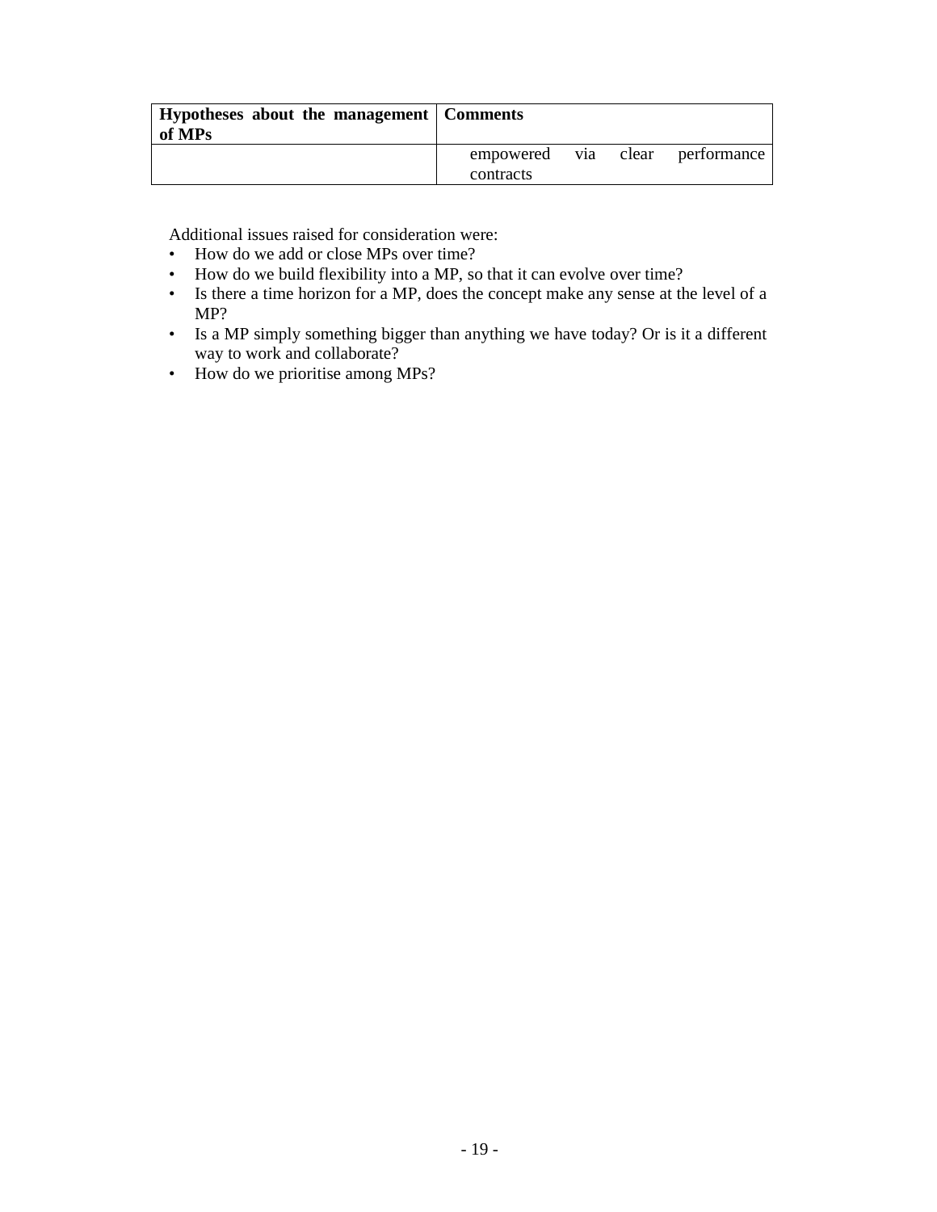| Hypotheses about the management of MPs | Comments |
| --- | --- |
| | empowered via clear performance contracts |

Additional issues raised for consideration were:

- How do we add or close MPs over time?
- How do we build flexibility into a MP, so that it can evolve over time?
- Is there a time horizon for a MP, does the concept make any sense at the level of a MP?
- Is a MP simply something bigger than anything we have today? Or is it a different way to work and collaborate?
- How do we prioritise among MPs?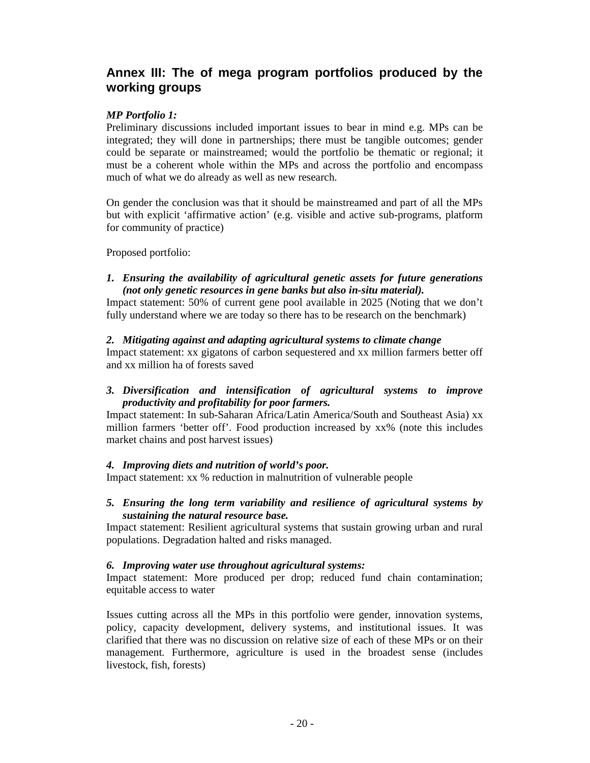## Annex III: The of mega program portfolios produced by the working groups

***MP Portfolio 1:***

Preliminary discussions included important issues to bear in mind e.g. MPs can be integrated; they will done in partnerships; there must be tangible outcomes; gender could be separate or mainstreamed; would the portfolio be thematic or regional; it must be a coherent whole within the MPs and across the portfolio and encompass much of what we do already as well as new research.

On gender the conclusion was that it should be mainstreamed and part of all the MPs but with explicit 'affirmative action' (e.g. visible and active sub-programs, platform for community of practice)

Proposed portfolio:

1. ***Ensuring the availability of agricultural genetic assets for future generations (not only genetic resources in gene banks but also in-situ material).***

Impact statement: 50% of current gene pool available in 2025 (Noting that we don't fully understand where we are today so there has to be research on the benchmark)

2. ***Mitigating against and adapting agricultural systems to climate change***

Impact statement: xx gigatons of carbon sequestered and xx million farmers better off and xx million ha of forests saved

3. ***Diversification and intensification of agricultural systems to improve productivity and profitability for poor farmers.***

Impact statement: In sub-Saharan Africa/Latin America/South and Southeast Asia) xx million farmers 'better off'. Food production increased by xx% (note this includes market chains and post harvest issues)

4. ***Improving diets and nutrition of world's poor.***

Impact statement: xx % reduction in malnutrition of vulnerable people

5. ***Ensuring the long term variability and resilience of agricultural systems by sustaining the natural resource base.***

Impact statement: Resilient agricultural systems that sustain growing urban and rural populations. Degradation halted and risks managed.

6. ***Improving water use throughout agricultural systems:***

Impact statement: More produced per drop; reduced fund chain contamination; equitable access to water

Issues cutting across all the MPs in this portfolio were gender, innovation systems, policy, capacity development, delivery systems, and institutional issues. It was clarified that there was no discussion on relative size of each of these MPs or on their management. Furthermore, agriculture is used in the broadest sense (includes livestock, fish, forests)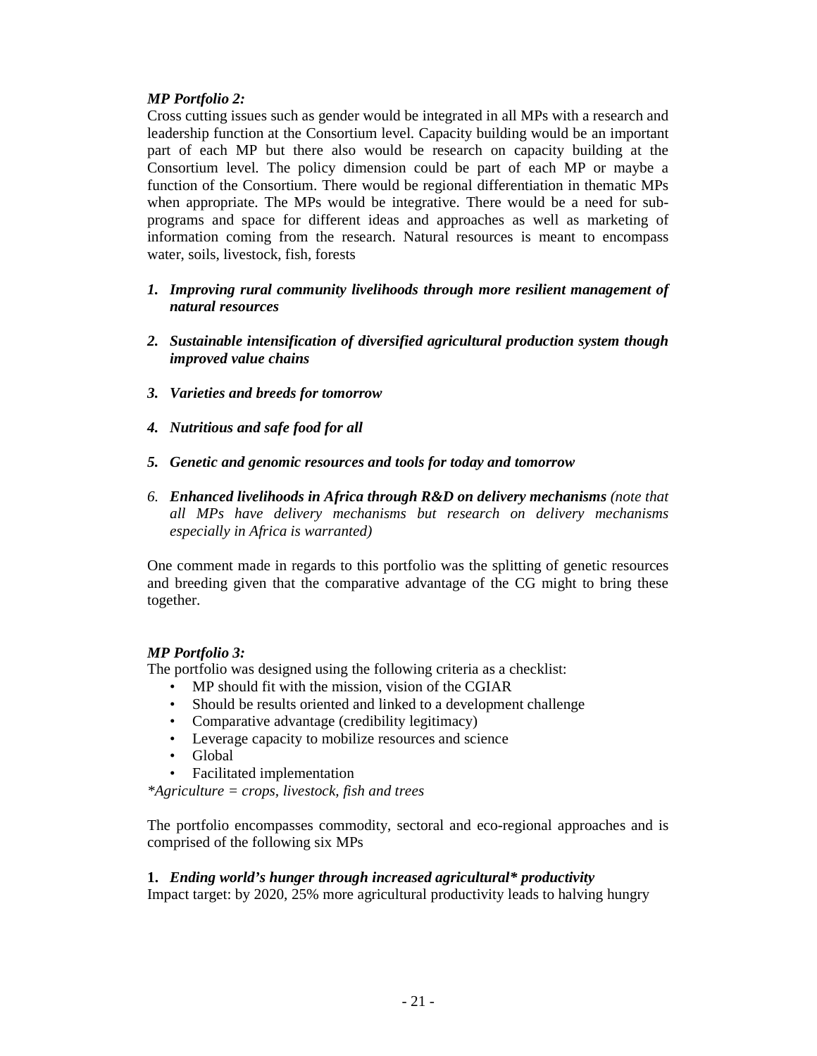*MP Portfolio 2:*

Cross cutting issues such as gender would be integrated in all MPs with a research and leadership function at the Consortium level. Capacity building would be an important part of each MP but there also would be research on capacity building at the Consortium level. The policy dimension could be part of each MP or maybe a function of the Consortium. There would be regional differentiation in thematic MPs when appropriate. The MPs would be integrative. There would be a need for sub-programs and space for different ideas and approaches as well as marketing of information coming from the research. Natural resources is meant to encompass water, soils, livestock, fish, forests

1. ***Improving rural community livelihoods through more resilient management of natural resources***
2. ***Sustainable intensification of diversified agricultural production system though improved value chains***
3. ***Varieties and breeds for tomorrow***
4. ***Nutritious and safe food for all***
5. ***Genetic and genomic resources and tools for today and tomorrow***
6. ***Enhanced livelihoods in Africa through R&D on delivery mechanisms*** *(note that all MPs have delivery mechanisms but research on delivery mechanisms especially in Africa is warranted)*

One comment made in regards to this portfolio was the splitting of genetic resources and breeding given that the comparative advantage of the CG might to bring these together.

*MP Portfolio 3:*

The portfolio was designed using the following criteria as a checklist:

- MP should fit with the mission, vision of the CGIAR
- Should be results oriented and linked to a development challenge
- Comparative advantage (credibility legitimacy)
- Leverage capacity to mobilize resources and science
- Global
- Facilitated implementation

*\*Agriculture = crops, livestock, fish and trees*

The portfolio encompasses commodity, sectoral and eco-regional approaches and is comprised of the following six MPs

**1.** ***Ending world's hunger through increased agricultural\* productivity***

Impact target: by 2020, 25% more agricultural productivity leads to halving hungry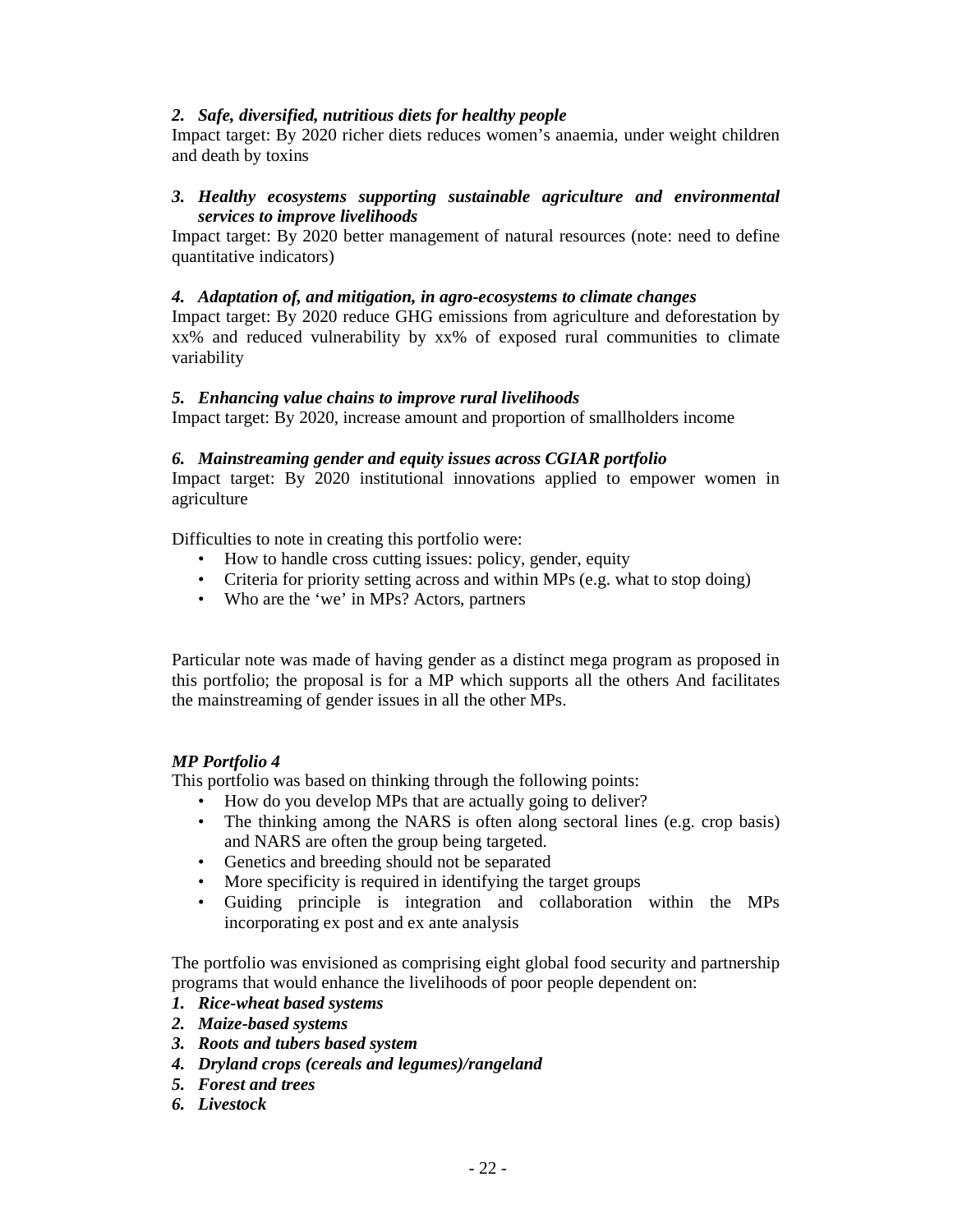2. ***Safe, diversified, nutritious diets for healthy people***

Impact target: By 2020 richer diets reduces women's anaemia, under weight children and death by toxins

3. ***Healthy ecosystems supporting sustainable agriculture and environmental services to improve livelihoods***

Impact target: By 2020 better management of natural resources (note: need to define quantitative indicators)

4. ***Adaptation of, and mitigation, in agro-ecosystems to climate changes***

Impact target: By 2020 reduce GHG emissions from agriculture and deforestation by xx% and reduced vulnerability by xx% of exposed rural communities to climate variability

5. ***Enhancing value chains to improve rural livelihoods***

Impact target: By 2020, increase amount and proportion of smallholders income

6. ***Mainstreaming gender and equity issues across CGIAR portfolio***

Impact target: By 2020 institutional innovations applied to empower women in agriculture

Difficulties to note in creating this portfolio were:

- How to handle cross cutting issues: policy, gender, equity
- Criteria for priority setting across and within MPs (e.g. what to stop doing)
- Who are the 'we' in MPs? Actors, partners

Particular note was made of having gender as a distinct mega program as proposed in this portfolio; the proposal is for a MP which supports all the others And facilitates the mainstreaming of gender issues in all the other MPs.

***MP Portfolio 4***

This portfolio was based on thinking through the following points:

- How do you develop MPs that are actually going to deliver?
- The thinking among the NARS is often along sectoral lines (e.g. crop basis) and NARS are often the group being targeted.
- Genetics and breeding should not be separated
- More specificity is required in identifying the target groups
- Guiding principle is integration and collaboration within the MPs incorporating ex post and ex ante analysis

The portfolio was envisioned as comprising eight global food security and partnership programs that would enhance the livelihoods of poor people dependent on:

1. ***Rice-wheat based systems***
2. ***Maize-based systems***
3. ***Roots and tubers based system***
4. ***Dryland crops (cereals and legumes)/rangeland***
5. ***Forest and trees***
6. ***Livestock***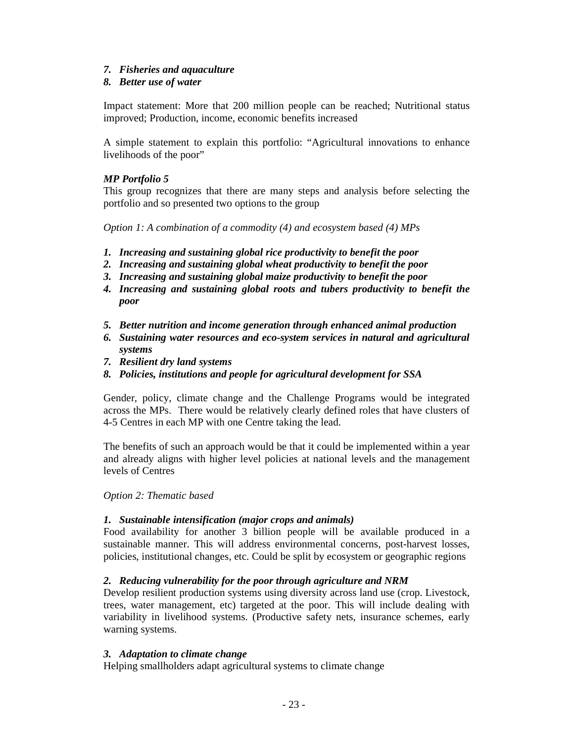7. ***Fisheries and aquaculture***
8. ***Better use of water***

Impact statement: More that 200 million people can be reached; Nutritional status improved; Production, income, economic benefits increased

A simple statement to explain this portfolio: “Agricultural innovations to enhance livelihoods of the poor”

***MP Portfolio 5***

This group recognizes that there are many steps and analysis before selecting the portfolio and so presented two options to the group

*Option 1: A combination of a commodity (4) and ecosystem based (4) MPs*

1. ***Increasing and sustaining global rice productivity to benefit the poor***
2. ***Increasing and sustaining global wheat productivity to benefit the poor***
3. ***Increasing and sustaining global maize productivity to benefit the poor***
4. ***Increasing and sustaining global roots and tubers productivity to benefit the poor***

5. ***Better nutrition and income generation through enhanced animal production***
6. ***Sustaining water resources and eco-system services in natural and agricultural systems***
7. ***Resilient dry land systems***
8. ***Policies, institutions and people for agricultural development for SSA***

Gender, policy, climate change and the Challenge Programs would be integrated across the MPs. There would be relatively clearly defined roles that have clusters of 4-5 Centres in each MP with one Centre taking the lead.

The benefits of such an approach would be that it could be implemented within a year and already aligns with higher level policies at national levels and the management levels of Centres

*Option 2: Thematic based*

1. ***Sustainable intensification (major crops and animals)***

Food availability for another 3 billion people will be available produced in a sustainable manner. This will address environmental concerns, post-harvest losses, policies, institutional changes, etc. Could be split by ecosystem or geographic regions

2. ***Reducing vulnerability for the poor through agriculture and NRM***

Develop resilient production systems using diversity across land use (crop. Livestock, trees, water management, etc) targeted at the poor. This will include dealing with variability in livelihood systems. (Productive safety nets, insurance schemes, early warning systems.

3. ***Adaptation to climate change***

Helping smallholders adapt agricultural systems to climate change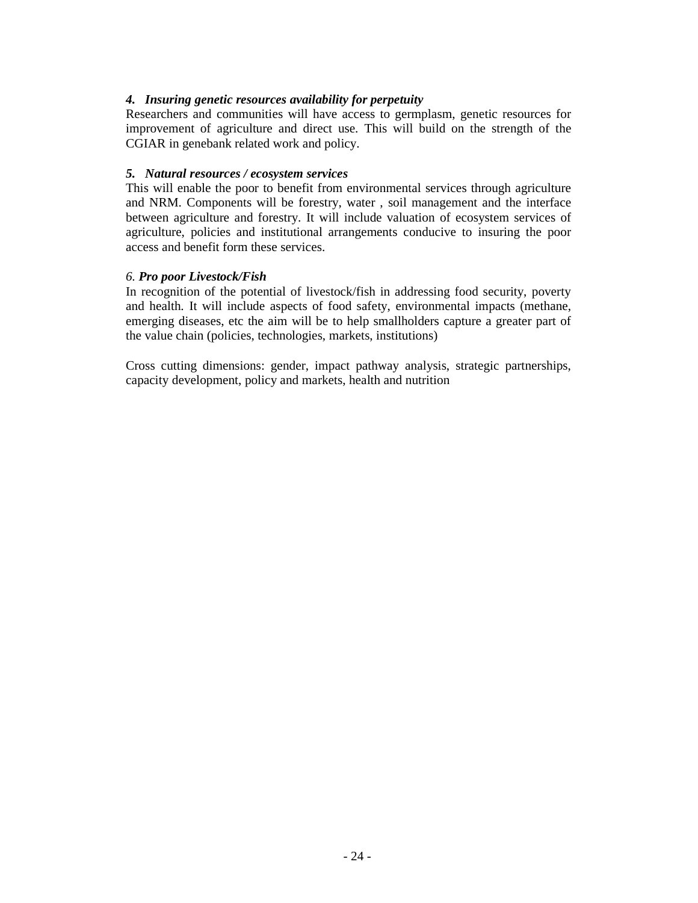*4. **Insuring genetic resources availability for perpetuity***

Researchers and communities will have access to germplasm, genetic resources for improvement of agriculture and direct use. This will build on the strength of the CGIAR in genebank related work and policy.

***5. Natural resources / ecosystem services***

This will enable the poor to benefit from environmental services through agriculture and NRM. Components will be forestry, water , soil management and the interface between agriculture and forestry. It will include valuation of ecosystem services of agriculture, policies and institutional arrangements conducive to insuring the poor access and benefit form these services.

*6. **Pro poor Livestock/Fish***

In recognition of the potential of livestock/fish in addressing food security, poverty and health. It will include aspects of food safety, environmental impacts (methane, emerging diseases, etc the aim will be to help smallholders capture a greater part of the value chain (policies, technologies, markets, institutions)

Cross cutting dimensions: gender, impact pathway analysis, strategic partnerships, capacity development, policy and markets, health and nutrition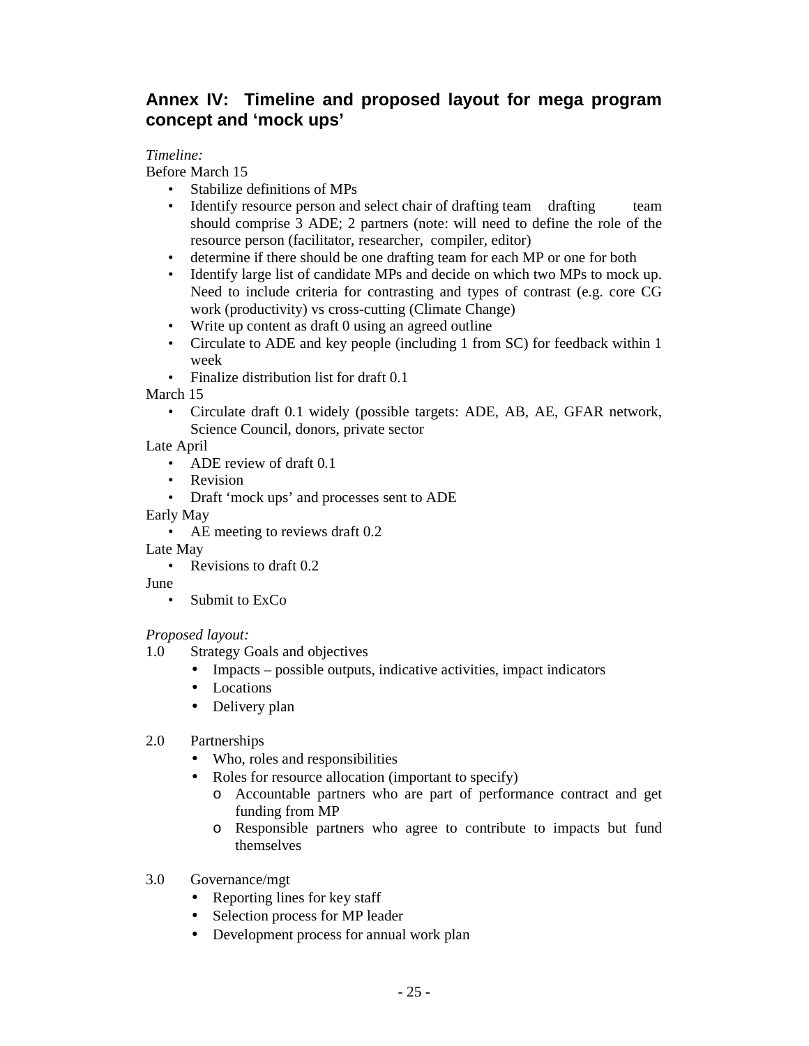## Annex IV: Timeline and proposed layout for mega program concept and 'mock ups'

*Timeline:*

Before March 15

- Stabilize definitions of MPs
- Identify resource person and select chair of drafting team drafting team should comprise 3 ADE; 2 partners (note: will need to define the role of the resource person (facilitator, researcher, compiler, editor)
- determine if there should be one drafting team for each MP or one for both
- Identify large list of candidate MPs and decide on which two MPs to mock up. Need to include criteria for contrasting and types of contrast (e.g. core CG work (productivity) vs cross-cutting (Climate Change)
- Write up content as draft 0 using an agreed outline
- Circulate to ADE and key people (including 1 from SC) for feedback within 1 week
- Finalize distribution list for draft 0.1

March 15

- Circulate draft 0.1 widely (possible targets: ADE, AB, AE, GFAR network, Science Council, donors, private sector

Late April

- ADE review of draft 0.1
- Revision
- Draft 'mock ups' and processes sent to ADE

Early May

- AE meeting to reviews draft 0.2

Late May

- Revisions to draft 0.2

June

- Submit to ExCo

*Proposed layout:*

1.0 Strategy Goals and objectives
- Impacts – possible outputs, indicative activities, impact indicators
- Locations
- Delivery plan

2.0 Partnerships
- Who, roles and responsibilities
- Roles for resource allocation (important to specify)
  - Accountable partners who are part of performance contract and get funding from MP
  - Responsible partners who agree to contribute to impacts but fund themselves

3.0 Governance/mgt
- Reporting lines for key staff
- Selection process for MP leader
- Development process for annual work plan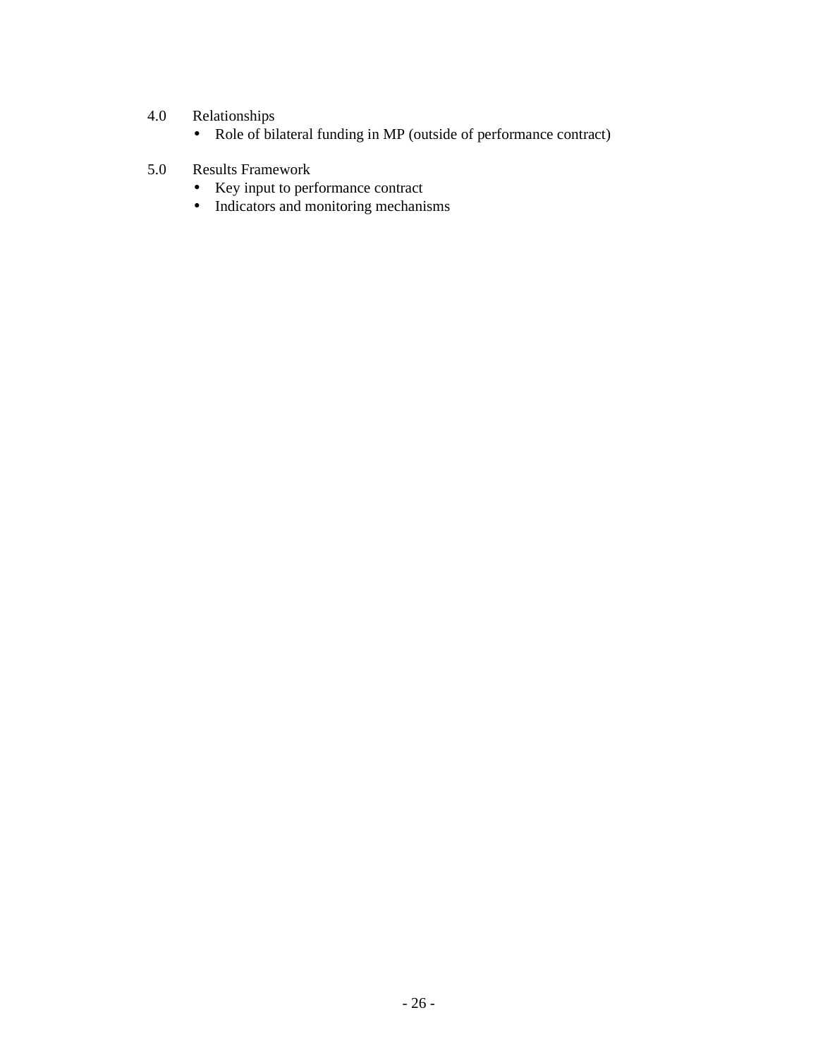4.0 Relationships

- Role of bilateral funding in MP (outside of performance contract)

5.0 Results Framework

- Key input to performance contract
- Indicators and monitoring mechanisms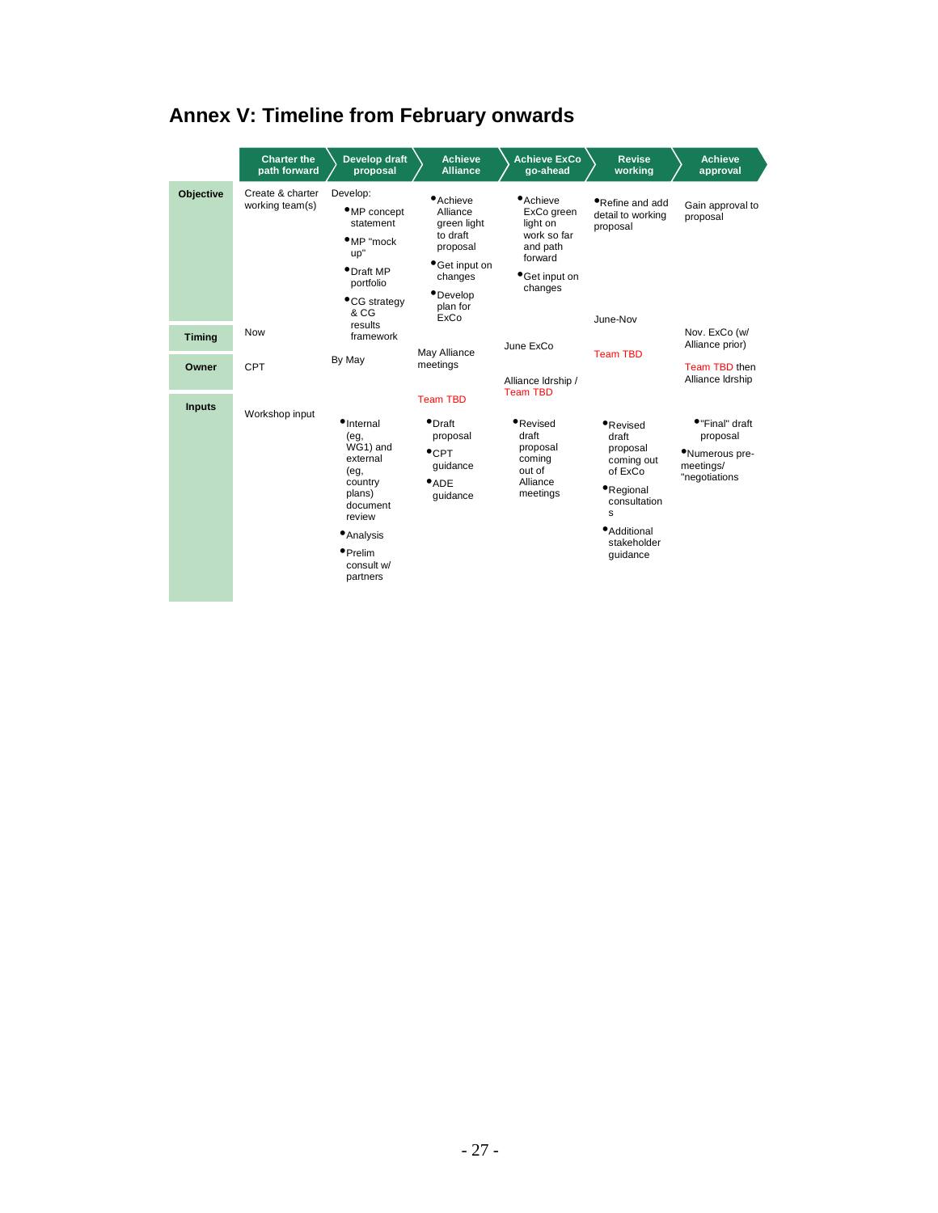## Annex V: Timeline from February onwards

| | Charter the path forward | Develop draft proposal | Achieve Alliance | Achieve ExCo go-ahead | Revise working | Achieve approval |
|---|---|---|---|---|---|---|
| **Objective** | Create & charter working team(s) | Develop: • MP concept statement • MP "mock up" • Draft MP portfolio • CG strategy & CG results framework | • Achieve Alliance green light to draft proposal • Get input on changes • Develop plan for ExCo | • Achieve ExCo green light on work so far and path forward • Get input on changes | • Refine and add detail to working proposal | Gain approval to proposal |
| **Timing** | Now | By May | May Alliance meetings | June ExCo | June-Nov | Nov. ExCo (w/ Alliance prior) |
| **Owner** | CPT | | Team TBD | Alliance ldrship / Team TBD | Team TBD | Team TBD then Alliance ldrship |
| **Inputs** | Workshop input | • Internal (eg, WG1) and external (eg, country plans) document review • Analysis • Prelim consult w/ partners | • Draft proposal • CPT guidance • ADE guidance | • Revised draft proposal coming out of Alliance meetings | • Revised draft proposal coming out of ExCo • Regional consultations • Additional stakeholder guidance | • "Final" draft proposal • Numerous pre-meetings/ "negotiations |